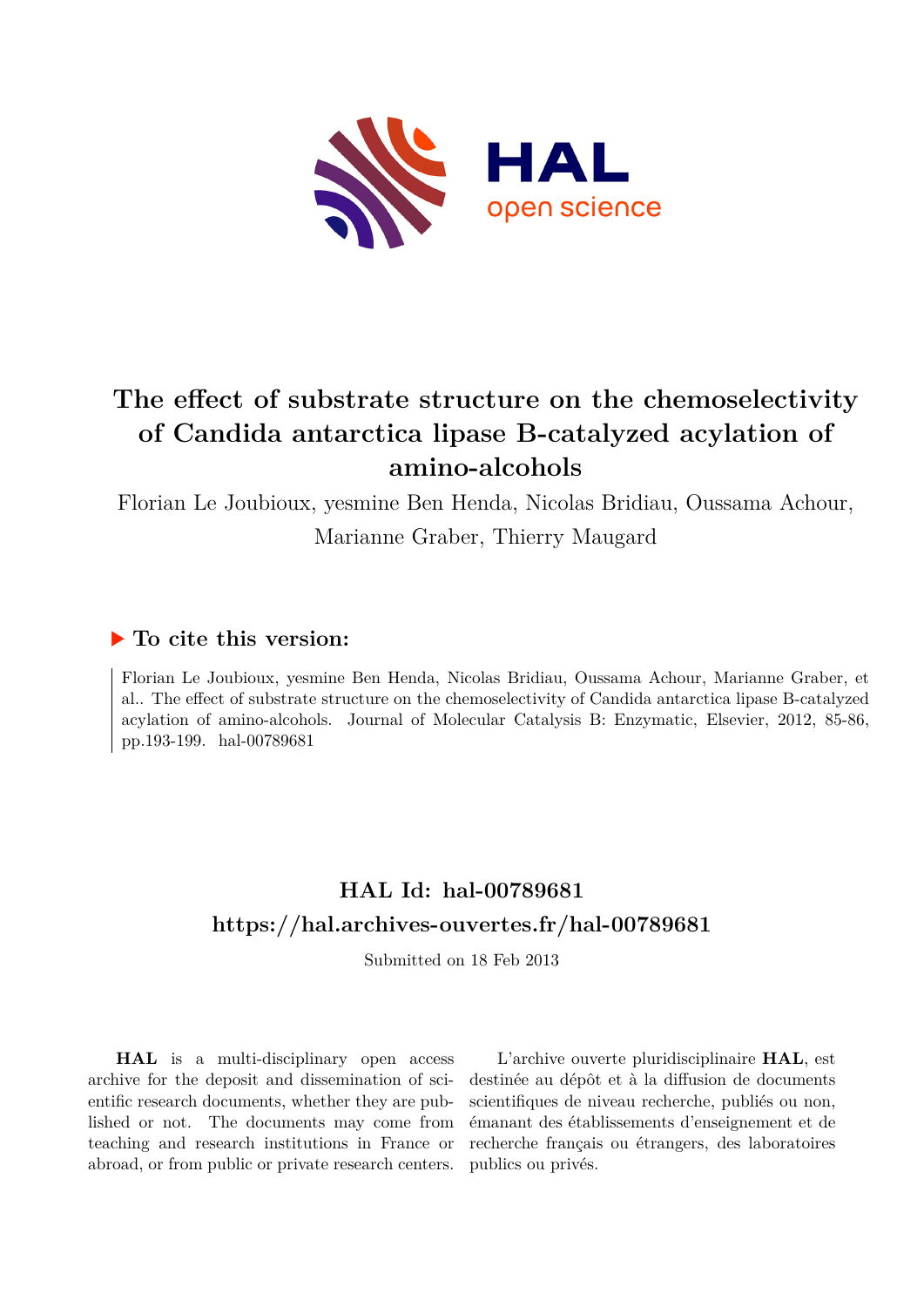# The effect of substrate structure on the chemoselectivity of Candida antarctica lipase B-catalyzed acylation of amino-alcohols

Florian Le Joubioux, yesmine Ben Henda, Nicolas Bridiau, Oussama Achour, Marianne Graber, Thierry Maugard

## ▶ To cite this version:

Florian Le Joubioux, yesmine Ben Henda, Nicolas Bridiau, Oussama Achour, Marianne Graber, et al.. The effect of substrate structure on the chemoselectivity of Candida antarctica lipase B-catalyzed acylation of amino-alcohols. Journal of Molecular Catalysis B: Enzymatic, Elsevier, 2012, 85-86, pp.193-199. hal-00789681

## HAL Id: hal-00789681

## https://hal.archives-ouvertes.fr/hal-00789681

Submitted on 18 Feb 2013

**HAL** is a multi-disciplinary open access archive for the deposit and dissemination of scientific research documents, whether they are published or not. The documents may come from teaching and research institutions in France or abroad, or from public or private research centers.

L'archive ouverte pluridisciplinaire **HAL**, est destinée au dépôt et à la diffusion de documents scientifiques de niveau recherche, publiés ou non, émanant des établissements d'enseignement et de recherche français ou étrangers, des laboratoires publics ou privés.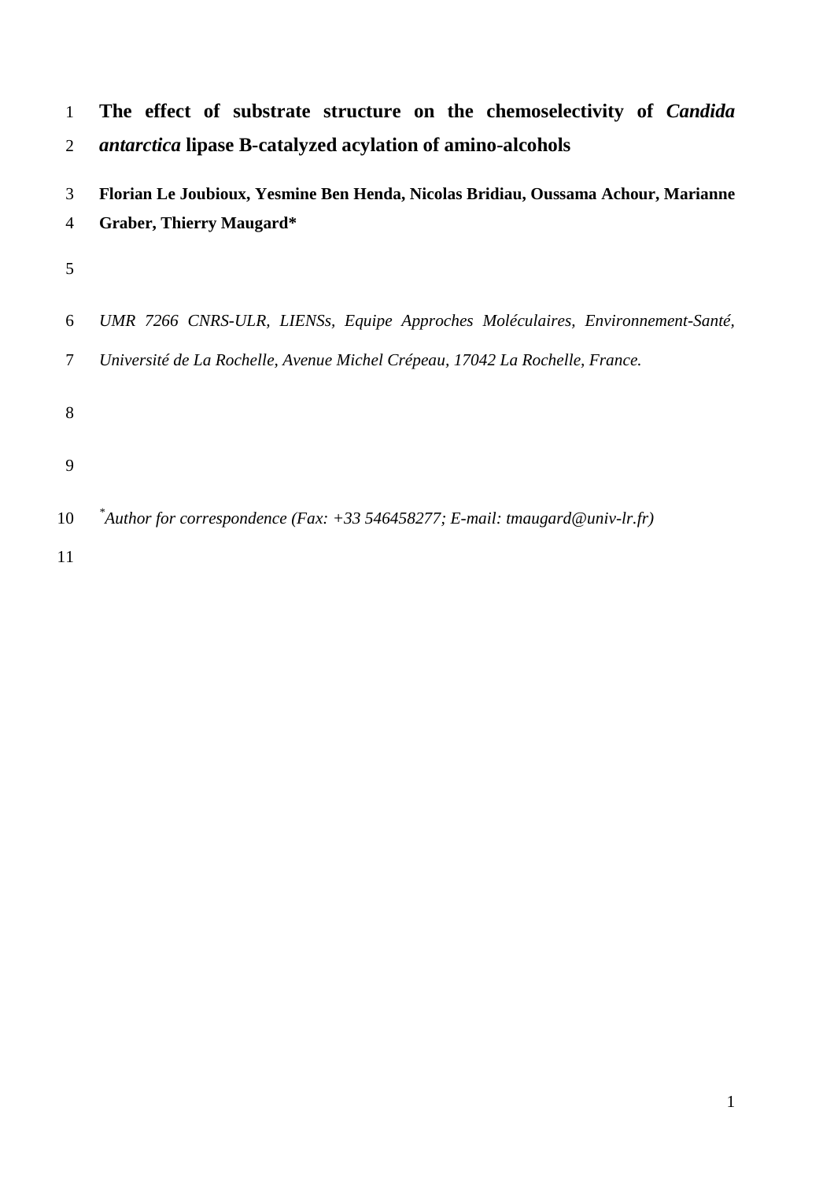# The effect of substrate structure on the chemoselectivity of *Candida antarctica* lipase B-catalyzed acylation of amino-alcohols

**Florian Le Joubioux, Yesmine Ben Henda, Nicolas Bridiau, Oussama Achour, Marianne Graber, Thierry Maugard***

*UMR 7266 CNRS-ULR, LIENSs, Equipe Approches Moléculaires, Environnement-Santé, Université de La Rochelle, Avenue Michel Crépeau, 17042 La Rochelle, France.*

*Author for correspondence (Fax: +33 546458277; E-mail: tmaugard@univ-lr.fr)*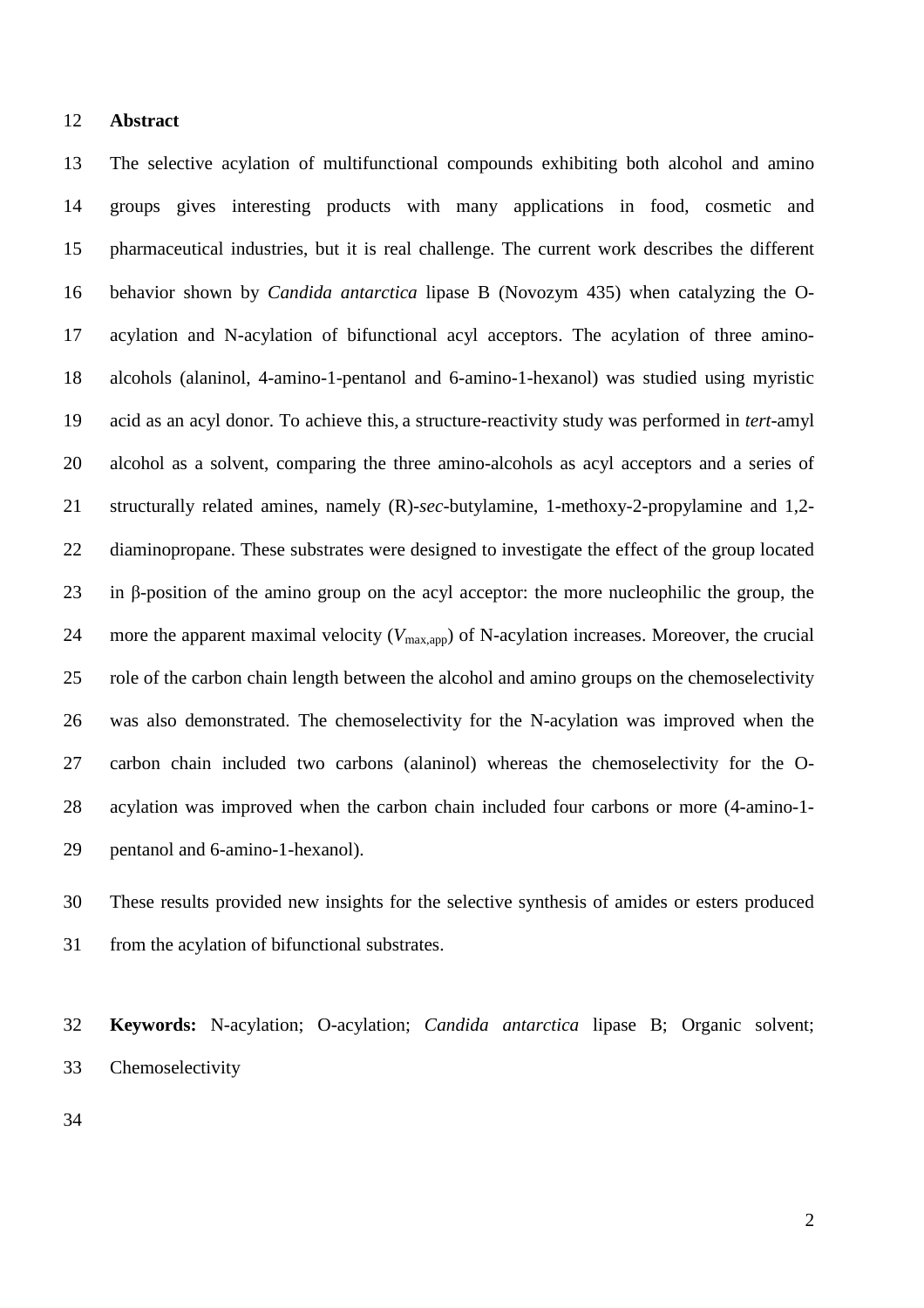## Abstract

The selective acylation of multifunctional compounds exhibiting both alcohol and amino groups gives interesting products with many applications in food, cosmetic and pharmaceutical industries, but it is real challenge. The current work describes the different behavior shown by *Candida antarctica* lipase B (Novozym 435) when catalyzing the O-acylation and N-acylation of bifunctional acyl acceptors. The acylation of three amino-alcohols (alaninol, 4-amino-1-pentanol and 6-amino-1-hexanol) was studied using myristic acid as an acyl donor. To achieve this, a structure-reactivity study was performed in *tert*-amyl alcohol as a solvent, comparing the three amino-alcohols as acyl acceptors and a series of structurally related amines, namely (R)-*sec*-butylamine, 1-methoxy-2-propylamine and 1,2-diaminopropane. These substrates were designed to investigate the effect of the group located in β-position of the amino group on the acyl acceptor: the more nucleophilic the group, the more the apparent maximal velocity ($V_{\text{max,app}}$) of N-acylation increases. Moreover, the crucial role of the carbon chain length between the alcohol and amino groups on the chemoselectivity was also demonstrated. The chemoselectivity for the N-acylation was improved when the carbon chain included two carbons (alaninol) whereas the chemoselectivity for the O-acylation was improved when the carbon chain included four carbons or more (4-amino-1-pentanol and 6-amino-1-hexanol).

These results provided new insights for the selective synthesis of amides or esters produced from the acylation of bifunctional substrates.

**Keywords:** N-acylation; O-acylation; *Candida antarctica* lipase B; Organic solvent; Chemoselectivity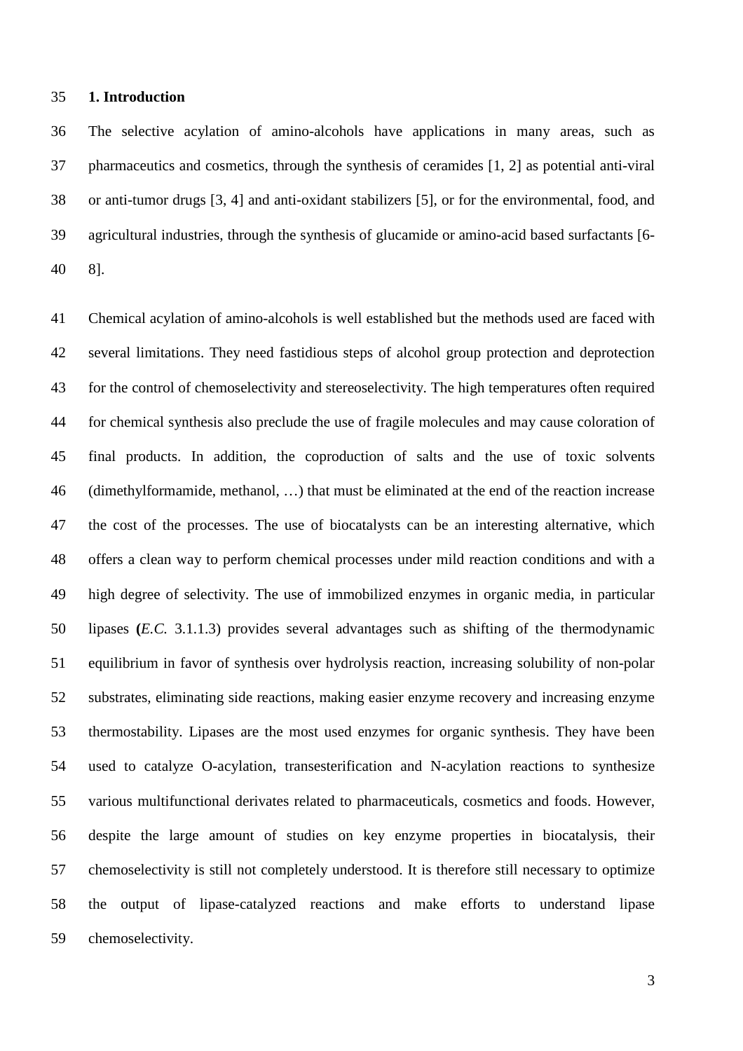## 1. Introduction

The selective acylation of amino-alcohols have applications in many areas, such as pharmaceutics and cosmetics, through the synthesis of ceramides [1, 2] as potential anti-viral or anti-tumor drugs [3, 4] and anti-oxidant stabilizers [5], or for the environmental, food, and agricultural industries, through the synthesis of glucamide or amino-acid based surfactants [6-8].

Chemical acylation of amino-alcohols is well established but the methods used are faced with several limitations. They need fastidious steps of alcohol group protection and deprotection for the control of chemoselectivity and stereoselectivity. The high temperatures often required for chemical synthesis also preclude the use of fragile molecules and may cause coloration of final products. In addition, the coproduction of salts and the use of toxic solvents (dimethylformamide, methanol, …) that must be eliminated at the end of the reaction increase the cost of the processes. The use of biocatalysts can be an interesting alternative, which offers a clean way to perform chemical processes under mild reaction conditions and with a high degree of selectivity. The use of immobilized enzymes in organic media, in particular lipases **(***E.C.* 3.1.1.3) provides several advantages such as shifting of the thermodynamic equilibrium in favor of synthesis over hydrolysis reaction, increasing solubility of non-polar substrates, eliminating side reactions, making easier enzyme recovery and increasing enzyme thermostability. Lipases are the most used enzymes for organic synthesis. They have been used to catalyze O-acylation, transesterification and N-acylation reactions to synthesize various multifunctional derivates related to pharmaceuticals, cosmetics and foods. However, despite the large amount of studies on key enzyme properties in biocatalysis, their chemoselectivity is still not completely understood. It is therefore still necessary to optimize the output of lipase-catalyzed reactions and make efforts to understand lipase chemoselectivity.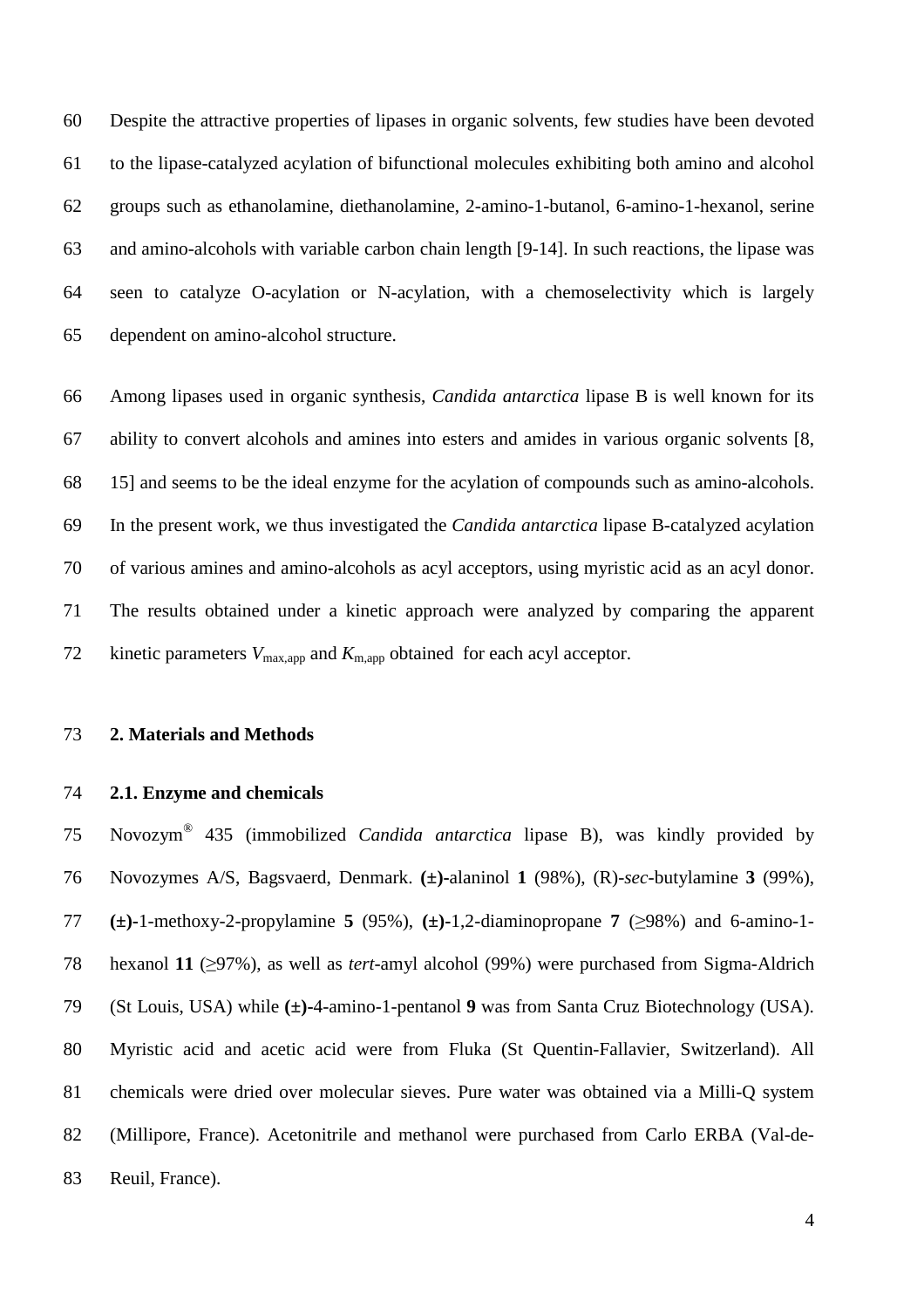Despite the attractive properties of lipases in organic solvents, few studies have been devoted to the lipase-catalyzed acylation of bifunctional molecules exhibiting both amino and alcohol groups such as ethanolamine, diethanolamine, 2-amino-1-butanol, 6-amino-1-hexanol, serine and amino-alcohols with variable carbon chain length [9-14]. In such reactions, the lipase was seen to catalyze O-acylation or N-acylation, with a chemoselectivity which is largely dependent on amino-alcohol structure.

Among lipases used in organic synthesis, *Candida antarctica* lipase B is well known for its ability to convert alcohols and amines into esters and amides in various organic solvents [8, 15] and seems to be the ideal enzyme for the acylation of compounds such as amino-alcohols. In the present work, we thus investigated the *Candida antarctica* lipase B-catalyzed acylation of various amines and amino-alcohols as acyl acceptors, using myristic acid as an acyl donor. The results obtained under a kinetic approach were analyzed by comparing the apparent kinetic parameters $V_{\max,\text{app}}$ and $K_{\text{m,app}}$ obtained for each acyl acceptor.

## 2. Materials and Methods

### 2.1. Enzyme and chemicals

Novozym® 435 (immobilized *Candida antarctica* lipase B), was kindly provided by Novozymes A/S, Bagsvaerd, Denmark. **(±)-**alaninol **1** (98%), (R)-*sec*-butylamine **3** (99%), **(±)-**1-methoxy-2-propylamine **5** (95%), **(±)-**1,2-diaminopropane **7** (≥98%) and 6-amino-1-hexanol **11** (≥97%), as well as *tert*-amyl alcohol (99%) were purchased from Sigma-Aldrich (St Louis, USA) while **(±)-**4-amino-1-pentanol **9** was from Santa Cruz Biotechnology (USA). Myristic acid and acetic acid were from Fluka (St Quentin-Fallavier, Switzerland). All chemicals were dried over molecular sieves. Pure water was obtained via a Milli-Q system (Millipore, France). Acetonitrile and methanol were purchased from Carlo ERBA (Val-de-Reuil, France).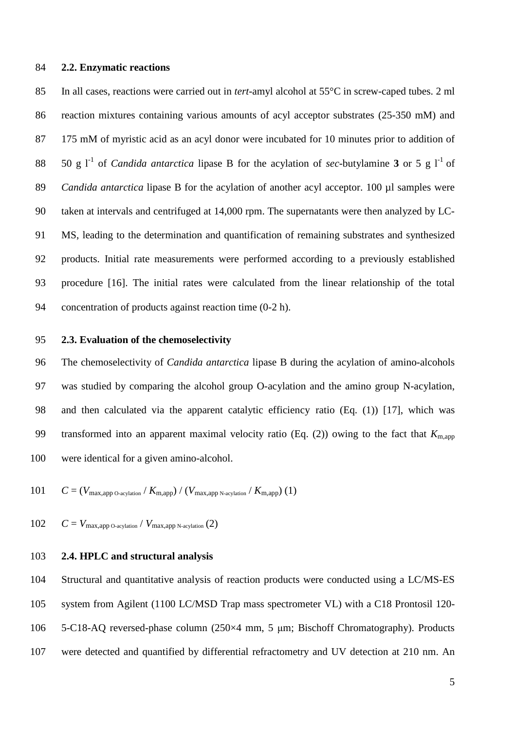### 2.2. Enzymatic reactions

In all cases, reactions were carried out in *tert*-amyl alcohol at 55°C in screw-caped tubes. 2 ml reaction mixtures containing various amounts of acyl acceptor substrates (25-350 mM) and 175 mM of myristic acid as an acyl donor were incubated for 10 minutes prior to addition of 50 g $l^{-1}$ of *Candida antarctica* lipase B for the acylation of *sec*-butylamine **3** or 5 g $l^{-1}$ of *Candida antarctica* lipase B for the acylation of another acyl acceptor. 100 µl samples were taken at intervals and centrifuged at 14,000 rpm. The supernatants were then analyzed by LC-MS, leading to the determination and quantification of remaining substrates and synthesized products. Initial rate measurements were performed according to a previously established procedure [16]. The initial rates were calculated from the linear relationship of the total concentration of products against reaction time (0-2 h).

### 2.3. Evaluation of the chemoselectivity

The chemoselectivity of *Candida antarctica* lipase B during the acylation of amino-alcohols was studied by comparing the alcohol group O-acylation and the amino group N-acylation, and then calculated via the apparent catalytic efficiency ratio (Eq. (1)) [17], which was transformed into an apparent maximal velocity ratio (Eq. (2)) owing to the fact that $K_{\mathrm{m,app}}$ were identical for a given amino-alcohol.

$$C = (V_{\mathrm{max,app\ O\text{-}acylation}} / K_{\mathrm{m,app}}) / (V_{\mathrm{max,app\ N\text{-}acylation}} / K_{\mathrm{m,app}}) \quad (1)$$

$$C = V_{\mathrm{max,app\ O\text{-}acylation}} / V_{\mathrm{max,app\ N\text{-}acylation}} \quad (2)$$

### 2.4. HPLC and structural analysis

Structural and quantitative analysis of reaction products were conducted using a LC/MS-ES system from Agilent (1100 LC/MSD Trap mass spectrometer VL) with a C18 Prontosil 120-5-C18-AQ reversed-phase column (250×4 mm, 5 µm; Bischoff Chromatography). Products were detected and quantified by differential refractometry and UV detection at 210 nm. An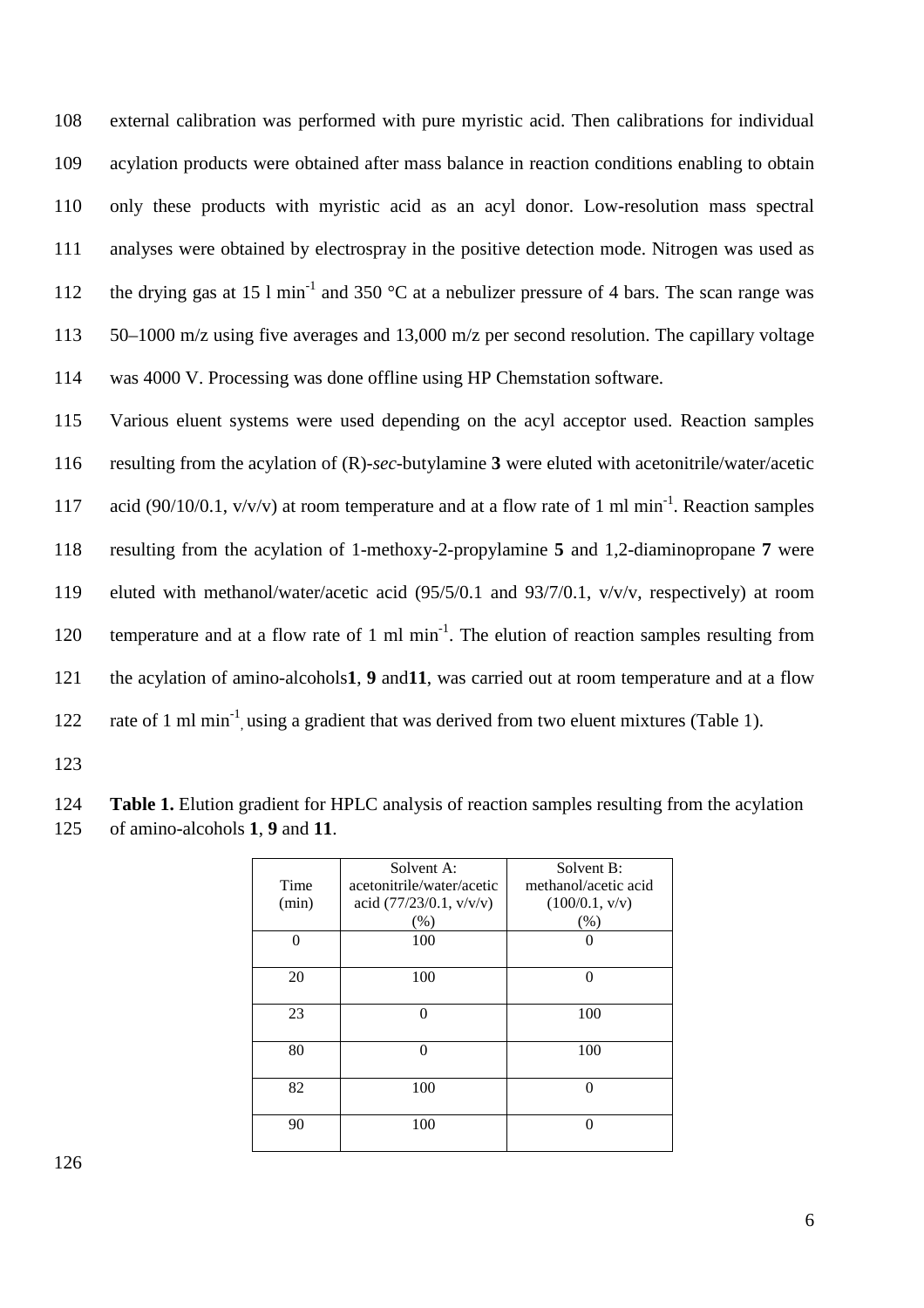external calibration was performed with pure myristic acid. Then calibrations for individual acylation products were obtained after mass balance in reaction conditions enabling to obtain only these products with myristic acid as an acyl donor. Low-resolution mass spectral analyses were obtained by electrospray in the positive detection mode. Nitrogen was used as the drying gas at 15 l min$^{-1}$ and 350 °C at a nebulizer pressure of 4 bars. The scan range was 50–1000 m/z using five averages and 13,000 m/z per second resolution. The capillary voltage was 4000 V. Processing was done offline using HP Chemstation software.

Various eluent systems were used depending on the acyl acceptor used. Reaction samples resulting from the acylation of (R)-*sec*-butylamine **3** were eluted with acetonitrile/water/acetic acid (90/10/0.1, v/v/v) at room temperature and at a flow rate of 1 ml min$^{-1}$. Reaction samples resulting from the acylation of 1-methoxy-2-propylamine **5** and 1,2-diaminopropane **7** were eluted with methanol/water/acetic acid (95/5/0.1 and 93/7/0.1, v/v/v, respectively) at room temperature and at a flow rate of 1 ml min$^{-1}$. The elution of reaction samples resulting from the acylation of amino-alcohols**1**, **9** and**11**, was carried out at room temperature and at a flow rate of 1 ml min$^{-1}$, using a gradient that was derived from two eluent mixtures (Table 1).

**Table 1.** Elution gradient for HPLC analysis of reaction samples resulting from the acylation of amino-alcohols **1**, **9** and **11**.

| Time (min) | Solvent A: acetonitrile/water/acetic acid (77/23/0.1, v/v/v) (%) | Solvent B: methanol/acetic acid (100/0.1, v/v) (%) |
|---|---|---|
| 0 | 100 | 0 |
| 20 | 100 | 0 |
| 23 | 0 | 100 |
| 80 | 0 | 100 |
| 82 | 100 | 0 |
| 90 | 100 | 0 |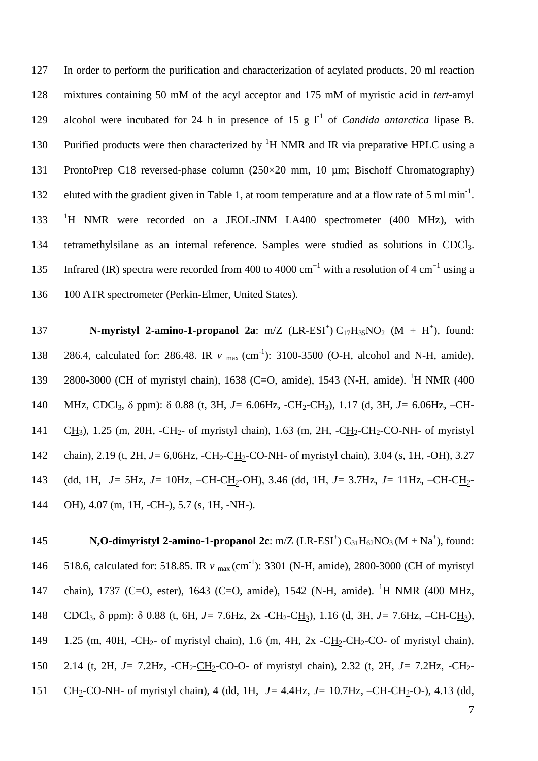In order to perform the purification and characterization of acylated products, 20 ml reaction mixtures containing 50 mM of the acyl acceptor and 175 mM of myristic acid in *tert*-amyl alcohol were incubated for 24 h in presence of 15 g $l^{-1}$ of *Candida antarctica* lipase B. Purified products were then characterized by $^{1}H$ NMR and IR via preparative HPLC using a ProntoPrep C18 reversed-phase column (250×20 mm, 10 µm; Bischoff Chromatography) eluted with the gradient given in Table 1, at room temperature and at a flow rate of 5 ml $min^{-1}$. $^{1}H$ NMR were recorded on a JEOL-JNM LA400 spectrometer (400 MHz), with tetramethylsilane as an internal reference. Samples were studied as solutions in $CDCl_3$. Infrared (IR) spectra were recorded from 400 to 4000 $cm^{-1}$ with a resolution of 4 $cm^{-1}$ using a 100 ATR spectrometer (Perkin-Elmer, United States).

**N-myristyl 2-amino-1-propanol 2a**: m/Z (LR-$ESI^{+}$) $C_{17}H_{35}NO_2$ (M + $H^{+}$), found: 286.4, calculated for: 286.48. IR $\nu_{max}$ ($cm^{-1}$): 3100-3500 (O-H, alcohol and N-H, amide), 2800-3000 (CH of myristyl chain), 1638 (C=O, amide), 1543 (N-H, amide). $^{1}H$ NMR (400 MHz, $CDCl_3$, δ ppm): δ 0.88 (t, 3H, *J*= 6.06Hz, -$CH_2$-C$\underline{H_3}$), 1.17 (d, 3H, *J*= 6.06Hz, –CH-C$\underline{H_3}$), 1.25 (m, 20H, -$CH_2$- of myristyl chain), 1.63 (m, 2H, -C$\underline{H_2}$-$CH_2$-CO-NH- of myristyl chain), 2.19 (t, 2H, *J*= 6,06Hz, -$CH_2$-C$\underline{H_2}$-CO-NH- of myristyl chain), 3.04 (s, 1H, -OH), 3.27 (dd, 1H, *J*= 5Hz, *J*= 10Hz, –CH-C$\underline{H_2}$-OH), 3.46 (dd, 1H, *J*= 3.7Hz, *J*= 11Hz, –CH-C$\underline{H_2}$-OH), 4.07 (m, 1H, -CH-), 5.7 (s, 1H, -NH-).

**N,O-dimyristyl 2-amino-1-propanol 2c**: m/Z (LR-$ESI^{+}$) $C_{31}H_{62}NO_3$ (M + $Na^{+}$), found: 518.6, calculated for: 518.85. IR $\nu_{max}$ ($cm^{-1}$): 3301 (N-H, amide), 2800-3000 (CH of myristyl chain), 1737 (C=O, ester), 1643 (C=O, amide), 1542 (N-H, amide). $^{1}H$ NMR (400 MHz, $CDCl_3$, δ ppm): δ 0.88 (t, 6H, *J*= 7.6Hz, 2x -$CH_2$-C$\underline{H_3}$), 1.16 (d, 3H, *J*= 7.6Hz, –CH-C$\underline{H_3}$), 1.25 (m, 40H, -$CH_2$- of myristyl chain), 1.6 (m, 4H, 2x -C$\underline{H_2}$-$CH_2$-CO- of myristyl chain), 2.14 (t, 2H, *J*= 7.2Hz, -$CH_2$-$\underline{CH_2}$-CO-O- of myristyl chain), 2.32 (t, 2H, *J*= 7.2Hz, -$CH_2$-C$\underline{H_2}$-CO-NH- of myristyl chain), 4 (dd, 1H, *J*= 4.4Hz, *J*= 10.7Hz, –CH-C$\underline{H_2}$-O-), 4.13 (dd,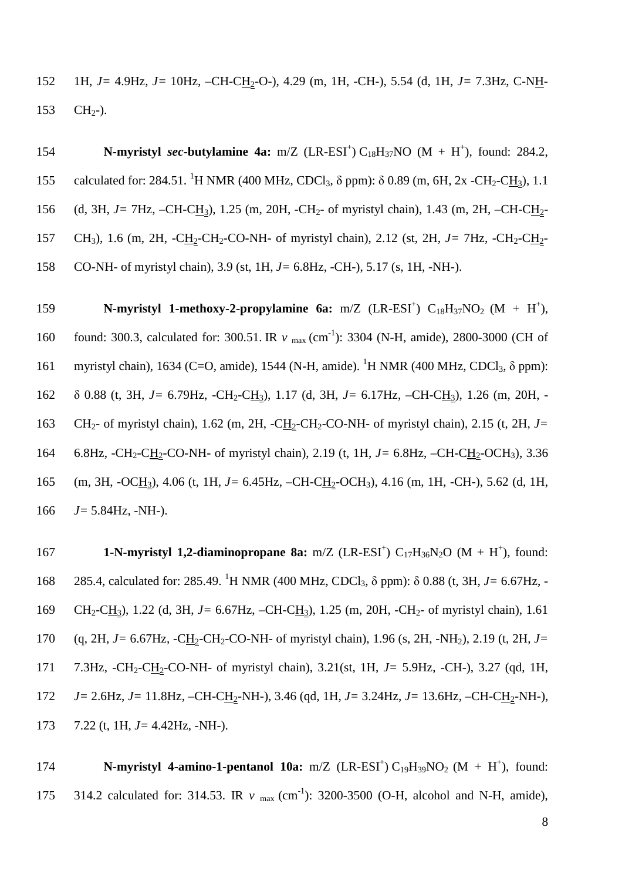1H, *J*= 4.9Hz, *J*= 10Hz, –CH-C<u>H</u>$_2$-O-), 4.29 (m, 1H, -CH-), 5.54 (d, 1H, *J*= 7.3Hz, C-N<u>H</u>-CH$_2$-).

**N-myristyl *sec*-butylamine 4a:** m/Z (LR-ESI$^+$) $C_{18}H_{37}NO$ (M + H$^+$), found: 284.2, calculated for: 284.51. $^1$H NMR (400 MHz, CDCl$_3$, δ ppm): δ 0.89 (m, 6H, 2x -CH$_2$-C<u>H</u>$_3$), 1.1 (d, 3H, *J*= 7Hz, –CH-C<u>H</u>$_3$), 1.25 (m, 20H, -CH$_2$- of myristyl chain), 1.43 (m, 2H, –CH-C<u>H</u>$_2$-CH$_3$), 1.6 (m, 2H, -C<u>H</u>$_2$-CH$_2$-CO-NH- of myristyl chain), 2.12 (st, 2H, *J*= 7Hz, -CH$_2$-C<u>H</u>$_2$-CO-NH- of myristyl chain), 3.9 (st, 1H, *J*= 6.8Hz, -CH-), 5.17 (s, 1H, -NH-).

**N-myristyl 1-methoxy-2-propylamine 6a:** m/Z (LR-ESI$^+$) $C_{18}H_{37}NO_2$ (M + H$^+$), found: 300.3, calculated for: 300.51. IR $\nu_{max}$ (cm$^{-1}$): 3304 (N-H, amide), 2800-3000 (CH of myristyl chain), 1634 (C=O, amide), 1544 (N-H, amide). $^1$H NMR (400 MHz, CDCl$_3$, δ ppm): δ 0.88 (t, 3H, *J*= 6.79Hz, -CH$_2$-C<u>H</u>$_3$), 1.17 (d, 3H, *J*= 6.17Hz, –CH-C<u>H</u>$_3$), 1.26 (m, 20H, -CH$_2$- of myristyl chain), 1.62 (m, 2H, -C<u>H</u>$_2$-CH$_2$-CO-NH- of myristyl chain), 2.15 (t, 2H, *J*= 6.8Hz, -CH$_2$-C<u>H</u>$_2$-CO-NH- of myristyl chain), 2.19 (t, 1H, *J*= 6.8Hz, –CH-C<u>H</u>$_2$-OCH$_3$), 3.36 (m, 3H, -OC<u>H</u>$_3$), 4.06 (t, 1H, *J*= 6.45Hz, –CH-C<u>H</u>$_2$-OCH$_3$), 4.16 (m, 1H, -CH-), 5.62 (d, 1H, *J*= 5.84Hz, -NH-).

**1-N-myristyl 1,2-diaminopropane 8a:** m/Z (LR-ESI$^+$) $C_{17}H_{36}N_2O$ (M + H$^+$), found: 285.4, calculated for: 285.49. $^1$H NMR (400 MHz, CDCl$_3$, δ ppm): δ 0.88 (t, 3H, *J*= 6.67Hz, -CH$_2$-C<u>H</u>$_3$), 1.22 (d, 3H, *J*= 6.67Hz, –CH-C<u>H</u>$_3$), 1.25 (m, 20H, -CH$_2$- of myristyl chain), 1.61 (q, 2H, *J*= 6.67Hz, -C<u>H</u>$_2$-CH$_2$-CO-NH- of myristyl chain), 1.96 (s, 2H, -NH$_2$), 2.19 (t, 2H, *J*= 7.3Hz, -CH$_2$-C<u>H</u>$_2$-CO-NH- of myristyl chain), 3.21(st, 1H, *J*= 5.9Hz, -CH-), 3.27 (qd, 1H, *J*= 2.6Hz, *J*= 11.8Hz, –CH-C<u>H</u>$_2$-NH-), 3.46 (qd, 1H, *J*= 3.24Hz, *J*= 13.6Hz, –CH-C<u>H</u>$_2$-NH-), 7.22 (t, 1H, *J*= 4.42Hz, -NH-).

**N-myristyl 4-amino-1-pentanol 10a:** m/Z (LR-ESI$^+$) $C_{19}H_{39}NO_2$ (M + H$^+$), found: 314.2 calculated for: 314.53. IR $\nu_{max}$ (cm$^{-1}$): 3200-3500 (O-H, alcohol and N-H, amide),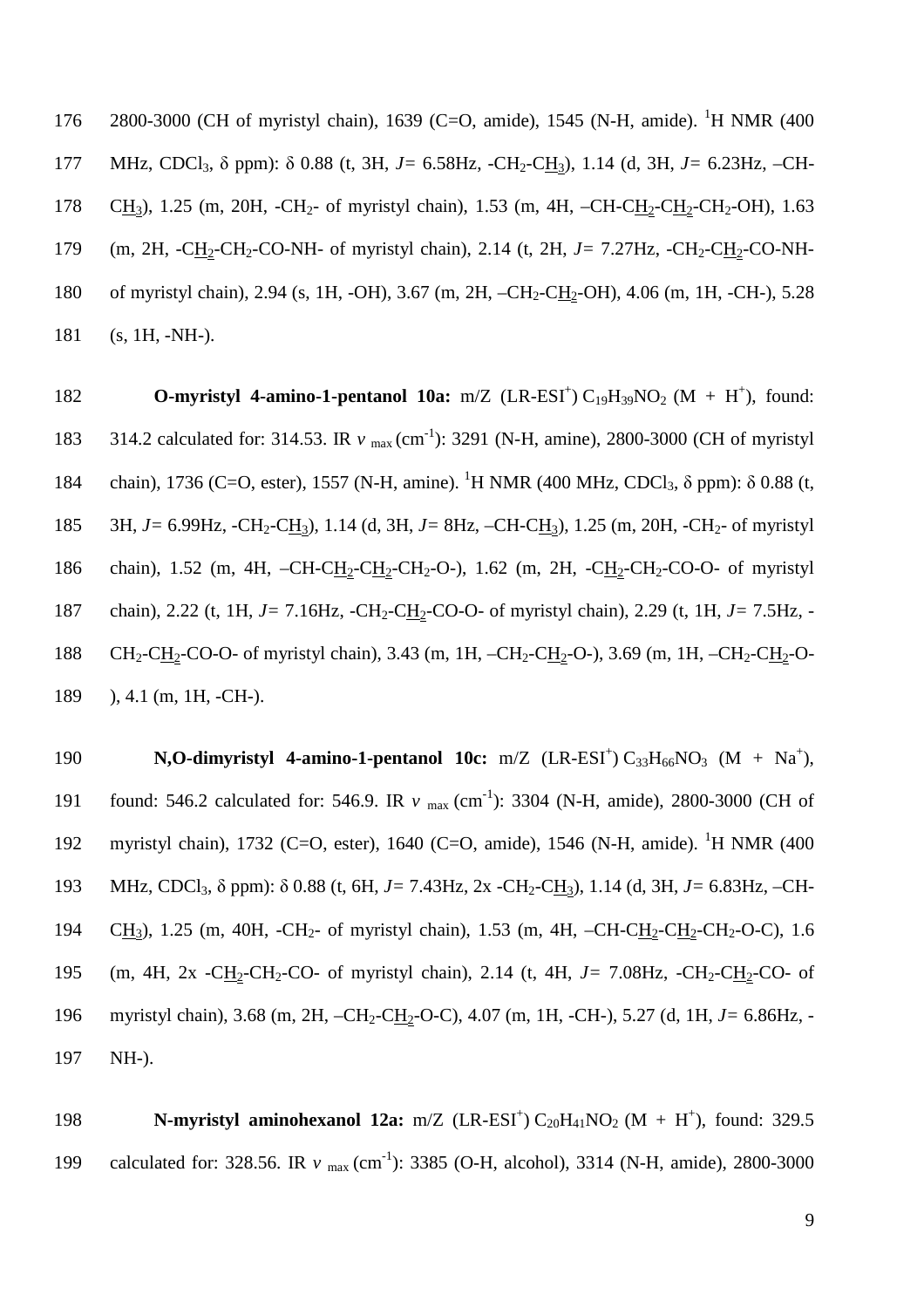2800-3000 (CH of myristyl chain), 1639 (C=O, amide), 1545 (N-H, amide). $^{1}$H NMR (400 MHz, $CDCl_3$, δ ppm): δ 0.88 (t, 3H, *J*= 6.58Hz, -$CH_2$-C$\underline{H_3}$), 1.14 (d, 3H, *J*= 6.23Hz, –CH-C$\underline{H_3}$), 1.25 (m, 20H, -$CH_2$- of myristyl chain), 1.53 (m, 4H, –CH-C$\underline{H_2}$-C$\underline{H_2}$-$CH_2$-OH), 1.63 (m, 2H, -C$\underline{H_2}$-$CH_2$-CO-NH- of myristyl chain), 2.14 (t, 2H, *J*= 7.27Hz, -$CH_2$-C$\underline{H_2}$-CO-NH- of myristyl chain), 2.94 (s, 1H, -OH), 3.67 (m, 2H, –$CH_2$-C$\underline{H_2}$-OH), 4.06 (m, 1H, -CH-), 5.28 (s, 1H, -NH-).

**O-myristyl 4-amino-1-pentanol 10a:** m/Z (LR-ESI$^{+}$) $C_{19}H_{39}NO_2$ (M + $H^+$), found: 314.2 calculated for: 314.53. IR $\nu_{max}$ ($cm^{-1}$): 3291 (N-H, amine), 2800-3000 (CH of myristyl chain), 1736 (C=O, ester), 1557 (N-H, amine). $^{1}$H NMR (400 MHz, $CDCl_3$, δ ppm): δ 0.88 (t, 3H, *J*= 6.99Hz, -$CH_2$-C$\underline{H_3}$), 1.14 (d, 3H, *J*= 8Hz, –CH-C$\underline{H_3}$), 1.25 (m, 20H, -$CH_2$- of myristyl chain), 1.52 (m, 4H, –CH-C$\underline{H_2}$-C$\underline{H_2}$-$CH_2$-O-), 1.62 (m, 2H, -C$\underline{H_2}$-$CH_2$-CO-O- of myristyl chain), 2.22 (t, 1H, *J*= 7.16Hz, -$CH_2$-C$\underline{H_2}$-CO-O- of myristyl chain), 2.29 (t, 1H, *J*= 7.5Hz, -$CH_2$-C$\underline{H_2}$-CO-O- of myristyl chain), 3.43 (m, 1H, –$CH_2$-C$\underline{H_2}$-O-), 3.69 (m, 1H, –$CH_2$-C$\underline{H_2}$-O-), 4.1 (m, 1H, -CH-).

**N,O-dimyristyl 4-amino-1-pentanol 10c:** m/Z (LR-ESI$^{+}$) $C_{33}H_{66}NO_3$ (M + $Na^+$), found: 546.2 calculated for: 546.9. IR $\nu_{max}$ ($cm^{-1}$): 3304 (N-H, amide), 2800-3000 (CH of myristyl chain), 1732 (C=O, ester), 1640 (C=O, amide), 1546 (N-H, amide). $^{1}$H NMR (400 MHz, $CDCl_3$, δ ppm): δ 0.88 (t, 6H, *J*= 7.43Hz, 2x -$CH_2$-C$\underline{H_3}$), 1.14 (d, 3H, *J*= 6.83Hz, –CH-C$\underline{H_3}$), 1.25 (m, 40H, -$CH_2$- of myristyl chain), 1.53 (m, 4H, –CH-C$\underline{H_2}$-C$\underline{H_2}$-$CH_2$-O-C), 1.6 (m, 4H, 2x -C$\underline{H_2}$-$CH_2$-CO- of myristyl chain), 2.14 (t, 4H, *J*= 7.08Hz, -$CH_2$-C$\underline{H_2}$-CO- of myristyl chain), 3.68 (m, 2H, –$CH_2$-C$\underline{H_2}$-O-C), 4.07 (m, 1H, -CH-), 5.27 (d, 1H, *J*= 6.86Hz, -NH-).

**N-myristyl aminohexanol 12a:** m/Z (LR-ESI$^{+}$) $C_{20}H_{41}NO_2$ (M + $H^+$), found: 329.5 calculated for: 328.56. IR $\nu_{max}$ ($cm^{-1}$): 3385 (O-H, alcohol), 3314 (N-H, amide), 2800-3000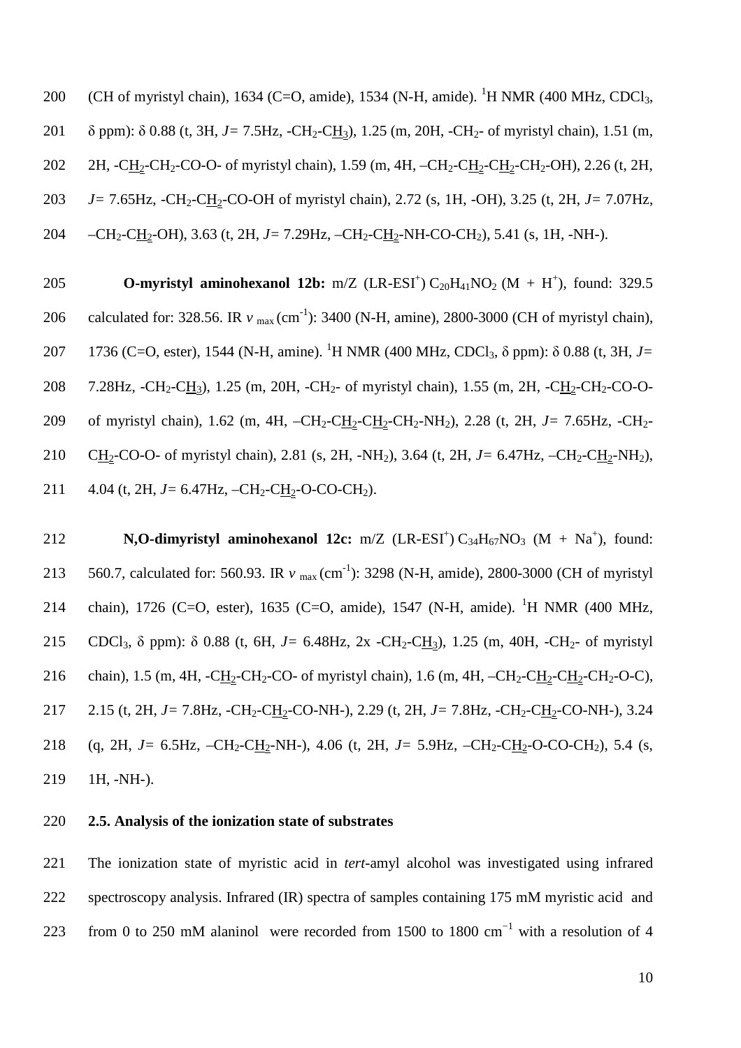(CH of myristyl chain), 1634 (C=O, amide), 1534 (N-H, amide). $^1$H NMR (400 MHz, $CDCl_3$, δ ppm): δ 0.88 (t, 3H, *J*= 7.5Hz, -$CH_2$-C<u>H</u>$_3$), 1.25 (m, 20H, -$CH_2$- of myristyl chain), 1.51 (m, 2H, -C<u>H</u>$_2$-$CH_2$-CO-O- of myristyl chain), 1.59 (m, 4H, –$CH_2$-C<u>H</u>$_2$-C<u>H</u>$_2$-$CH_2$-OH), 2.26 (t, 2H, *J*= 7.65Hz, -$CH_2$-C<u>H</u>$_2$-CO-OH of myristyl chain), 2.72 (s, 1H, -OH), 3.25 (t, 2H, *J*= 7.07Hz, –$CH_2$-C<u>H</u>$_2$-OH), 3.63 (t, 2H, *J*= 7.29Hz, –$CH_2$-C<u>H</u>$_2$-NH-CO-$CH_2$), 5.41 (s, 1H, -NH-).

**O-myristyl aminohexanol 12b:** m/Z (LR-ESI$^+$) $C_{20}H_{41}NO_2$ (M + H$^+$), found: 329.5 calculated for: 328.56. IR $\nu_{max}$ (cm$^{-1}$): 3400 (N-H, amine), 2800-3000 (CH of myristyl chain), 1736 (C=O, ester), 1544 (N-H, amine). $^1$H NMR (400 MHz, $CDCl_3$, δ ppm): δ 0.88 (t, 3H, *J*= 7.28Hz, -$CH_2$-C<u>H</u>$_3$), 1.25 (m, 20H, -$CH_2$- of myristyl chain), 1.55 (m, 2H, -C<u>H</u>$_2$-$CH_2$-CO-O- of myristyl chain), 1.62 (m, 4H, –$CH_2$-C<u>H</u>$_2$-C<u>H</u>$_2$-$CH_2$-$NH_2$), 2.28 (t, 2H, *J*= 7.65Hz, -$CH_2$-C<u>H</u>$_2$-CO-O- of myristyl chain), 2.81 (s, 2H, -$NH_2$), 3.64 (t, 2H, *J*= 6.47Hz, –$CH_2$-C<u>H</u>$_2$-$NH_2$), 4.04 (t, 2H, *J*= 6.47Hz, –$CH_2$-C<u>H</u>$_2$-O-CO-$CH_2$).

**N,O-dimyristyl aminohexanol 12c:** m/Z (LR-ESI$^+$) $C_{34}H_{67}NO_3$ (M + Na$^+$), found: 560.7, calculated for: 560.93. IR $\nu_{max}$ (cm$^{-1}$): 3298 (N-H, amide), 2800-3000 (CH of myristyl chain), 1726 (C=O, ester), 1635 (C=O, amide), 1547 (N-H, amide). $^1$H NMR (400 MHz, $CDCl_3$, δ ppm): δ 0.88 (t, 6H, *J*= 6.48Hz, 2x -$CH_2$-C<u>H</u>$_3$), 1.25 (m, 40H, -$CH_2$- of myristyl chain), 1.5 (m, 4H, -C<u>H</u>$_2$-$CH_2$-CO- of myristyl chain), 1.6 (m, 4H, –$CH_2$-C<u>H</u>$_2$-C<u>H</u>$_2$-$CH_2$-O-C), 2.15 (t, 2H, *J*= 7.8Hz, -$CH_2$-C<u>H</u>$_2$-CO-NH-), 2.29 (t, 2H, *J*= 7.8Hz, -$CH_2$-C<u>H</u>$_2$-CO-NH-), 3.24 (q, 2H, *J*= 6.5Hz, –$CH_2$-C<u>H</u>$_2$-NH-), 4.06 (t, 2H, *J*= 5.9Hz, –$CH_2$-C<u>H</u>$_2$-O-CO-$CH_2$), 5.4 (s, 1H, -NH-).

### 2.5. Analysis of the ionization state of substrates

The ionization state of myristic acid in *tert*-amyl alcohol was investigated using infrared spectroscopy analysis. Infrared (IR) spectra of samples containing 175 mM myristic acid and from 0 to 250 mM alaninol were recorded from 1500 to 1800 cm$^{-1}$ with a resolution of 4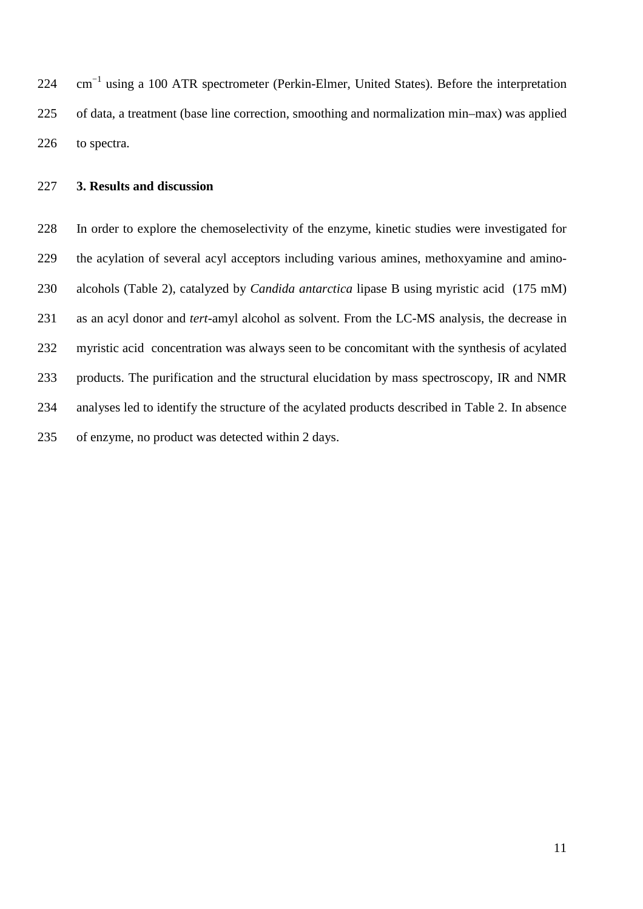$cm^{-1}$ using a 100 ATR spectrometer (Perkin-Elmer, United States). Before the interpretation of data, a treatment (base line correction, smoothing and normalization min–max) was applied to spectra.

## 3. Results and discussion

In order to explore the chemoselectivity of the enzyme, kinetic studies were investigated for the acylation of several acyl acceptors including various amines, methoxyamine and amino-alcohols (Table 2), catalyzed by *Candida antarctica* lipase B using myristic acid (175 mM) as an acyl donor and *tert*-amyl alcohol as solvent. From the LC-MS analysis, the decrease in myristic acid concentration was always seen to be concomitant with the synthesis of acylated products. The purification and the structural elucidation by mass spectroscopy, IR and NMR analyses led to identify the structure of the acylated products described in Table 2. In absence of enzyme, no product was detected within 2 days.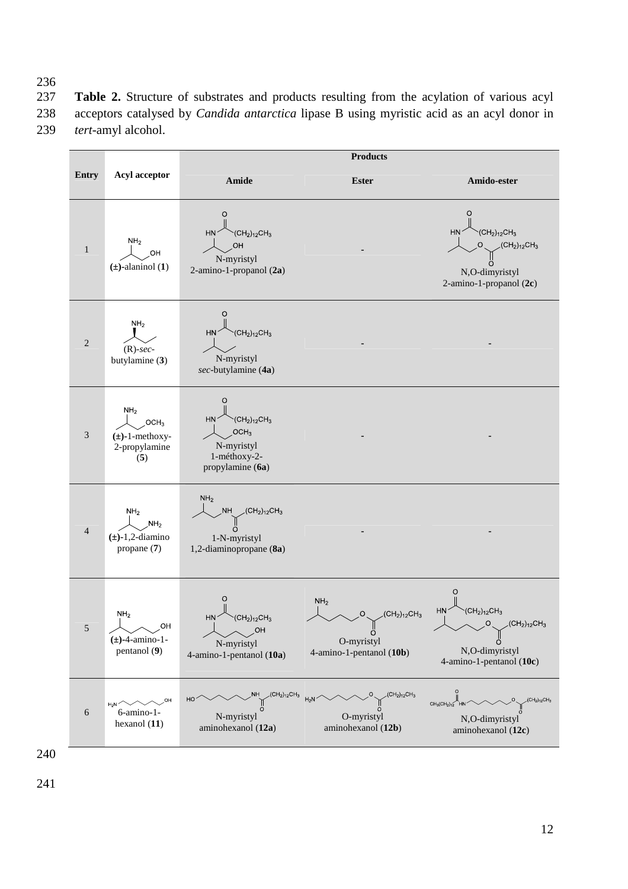**Table 2.** Structure of substrates and products resulting from the acylation of various acyl acceptors catalysed by *Candida antarctica* lipase B using myristic acid as an acyl donor in *tert*-amyl alcohol.

| Entry | Acyl acceptor | Products | | |
|---|---|---|---|---|
| | | Amide | Ester | Amido-ester |
| 1 | (±)-alaninol (**1**) | N-myristyl 2-amino-1-propanol (**2a**) | - | N,O-dimyristyl 2-amino-1-propanol (**2c**) |
| 2 | (R)-*sec*-butylamine (**3**) | N-myristyl *sec*-butylamine (**4a**) | - | - |
| 3 | (±)-1-methoxy-2-propylamine (**5**) | N-myristyl 1-méthoxy-2-propylamine (**6a**) | - | - |
| 4 | (±)-1,2-diamino propane (**7**) | 1-N-myristyl 1,2-diaminopropane (**8a**) | - | - |
| 5 | (±)-4-amino-1-pentanol (**9**) | N-myristyl 4-amino-1-pentanol (**10a**) | O-myristyl 4-amino-1-pentanol (**10b**) | N,O-dimyristyl 4-amino-1-pentanol (**10c**) |
| 6 | 6-amino-1-hexanol (**11**) | N-myristyl aminohexanol (**12a**) | O-myristyl aminohexanol (**12b**) | N,O-dimyristyl aminohexanol (**12c**) |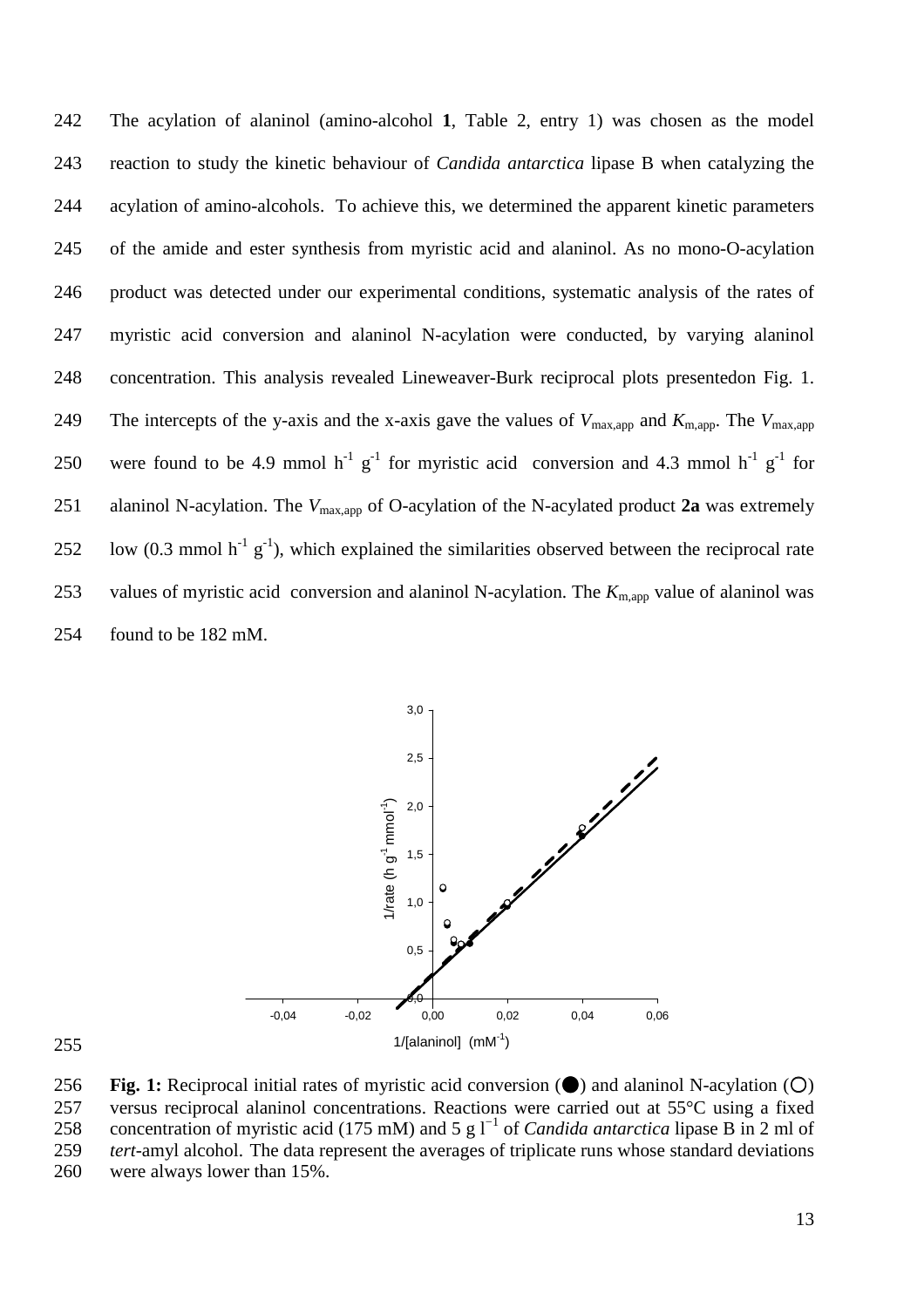The acylation of alaninol (amino-alcohol **1**, Table 2, entry 1) was chosen as the model reaction to study the kinetic behaviour of *Candida antarctica* lipase B when catalyzing the acylation of amino-alcohols. To achieve this, we determined the apparent kinetic parameters of the amide and ester synthesis from myristic acid and alaninol. As no mono-O-acylation product was detected under our experimental conditions, systematic analysis of the rates of myristic acid conversion and alaninol N-acylation were conducted, by varying alaninol concentration. This analysis revealed Lineweaver-Burk reciprocal plots presentedon Fig. 1. The intercepts of the y-axis and the x-axis gave the values of $V_{max,app}$ and $K_{m,app}$. The $V_{max,app}$ were found to be 4.9 mmol $h^{-1}$ $g^{-1}$ for myristic acid conversion and 4.3 mmol $h^{-1}$ $g^{-1}$ for alaninol N-acylation. The $V_{max,app}$ of O-acylation of the N-acylated product **2a** was extremely low (0.3 mmol $h^{-1}$ $g^{-1}$), which explained the similarities observed between the reciprocal rate values of myristic acid conversion and alaninol N-acylation. The $K_{m,app}$ value of alaninol was found to be 182 mM.

1/rate (h g$^{-1}$ mmol$^{-1}$)

3,0
2,5
2,0
1,5
1,0
0,5
0,0

-0,04 -0,02 0,00 0,02 0,04 0,06

1/[alaninol] (mM$^{-1}$)

**Fig. 1:** Reciprocal initial rates of myristic acid conversion (●) and alaninol N-acylation (○) versus reciprocal alaninol concentrations. Reactions were carried out at 55°C using a fixed concentration of myristic acid (175 mM) and 5 g $l^{-1}$ of *Candida antarctica* lipase B in 2 ml of *tert*-amyl alcohol. The data represent the averages of triplicate runs whose standard deviations were always lower than 15%.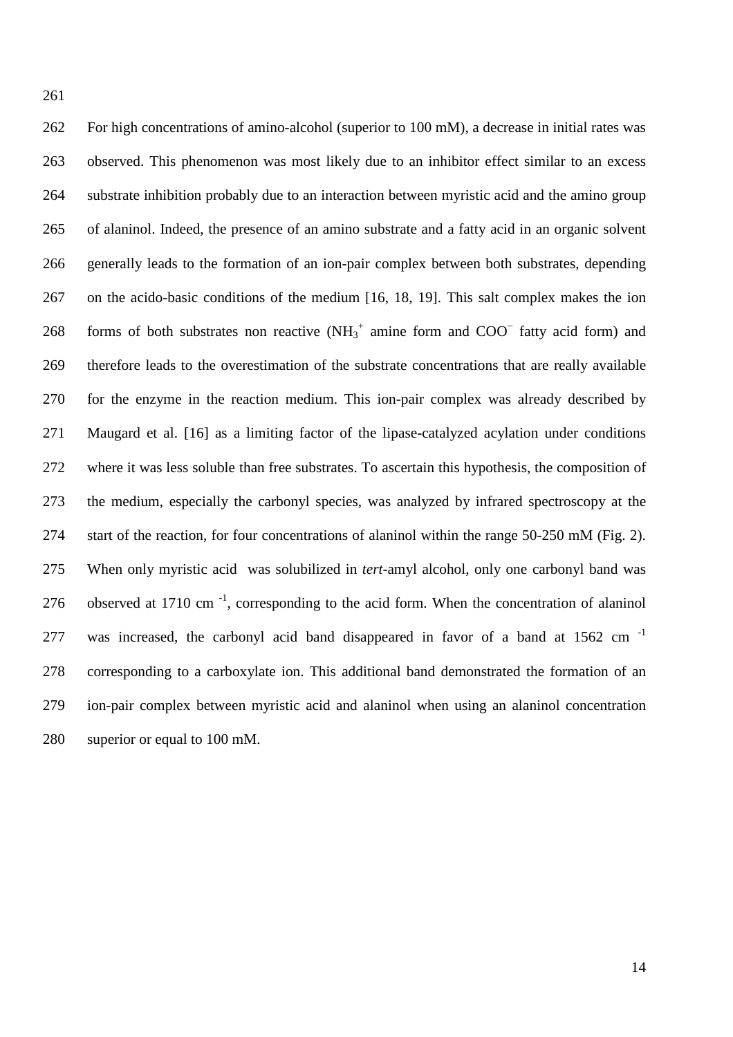For high concentrations of amino-alcohol (superior to 100 mM), a decrease in initial rates was observed. This phenomenon was most likely due to an inhibitor effect similar to an excess substrate inhibition probably due to an interaction between myristic acid and the amino group of alaninol. Indeed, the presence of an amino substrate and a fatty acid in an organic solvent generally leads to the formation of an ion-pair complex between both substrates, depending on the acido-basic conditions of the medium [16, 18, 19]. This salt complex makes the ion forms of both substrates non reactive ($NH_3^+$ amine form and $COO^-$ fatty acid form) and therefore leads to the overestimation of the substrate concentrations that are really available for the enzyme in the reaction medium. This ion-pair complex was already described by Maugard et al. [16] as a limiting factor of the lipase-catalyzed acylation under conditions where it was less soluble than free substrates. To ascertain this hypothesis, the composition of the medium, especially the carbonyl species, was analyzed by infrared spectroscopy at the start of the reaction, for four concentrations of alaninol within the range 50-250 mM (Fig. 2). When only myristic acid was solubilized in *tert*-amyl alcohol, only one carbonyl band was observed at 1710 cm $^{-1}$, corresponding to the acid form. When the concentration of alaninol was increased, the carbonyl acid band disappeared in favor of a band at 1562 cm $^{-1}$ corresponding to a carboxylate ion. This additional band demonstrated the formation of an ion-pair complex between myristic acid and alaninol when using an alaninol concentration superior or equal to 100 mM.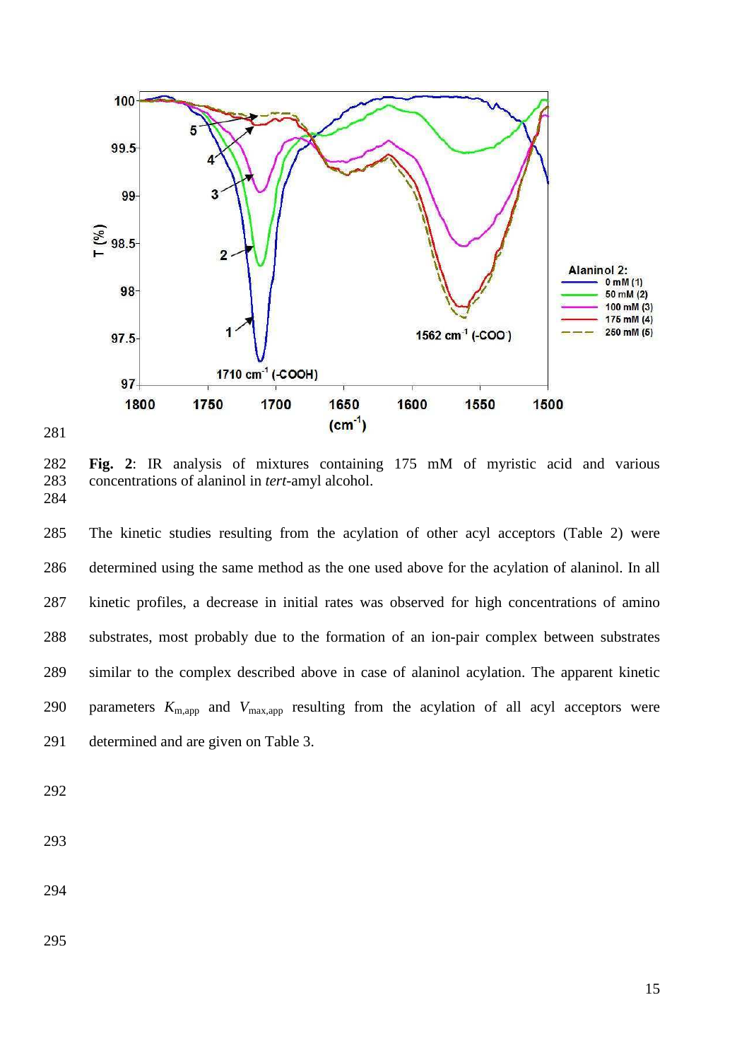100
99.5
99
98.5
98
97.5
97
T (%)
1800
1750
1700
1650
1600
1550
1500
(cm$^{-1}$)
5
4
3
2
1
1710 cm$^{-1}$ (-COOH)
1562 cm$^{-1}$ (-COO$^-$)
Alaninol 2:
0 mM (1)
50 mM (2)
100 mM (3)
175 mM (4)
250 mM (5)

**Fig. 2**: IR analysis of mixtures containing 175 mM of myristic acid and various concentrations of alaninol in *tert*-amyl alcohol.

The kinetic studies resulting from the acylation of other acyl acceptors (Table 2) were determined using the same method as the one used above for the acylation of alaninol. In all kinetic profiles, a decrease in initial rates was observed for high concentrations of amino substrates, most probably due to the formation of an ion-pair complex between substrates similar to the complex described above in case of alaninol acylation. The apparent kinetic parameters $K_{m,app}$ and $V_{max,app}$ resulting from the acylation of all acyl acceptors were determined and are given on Table 3.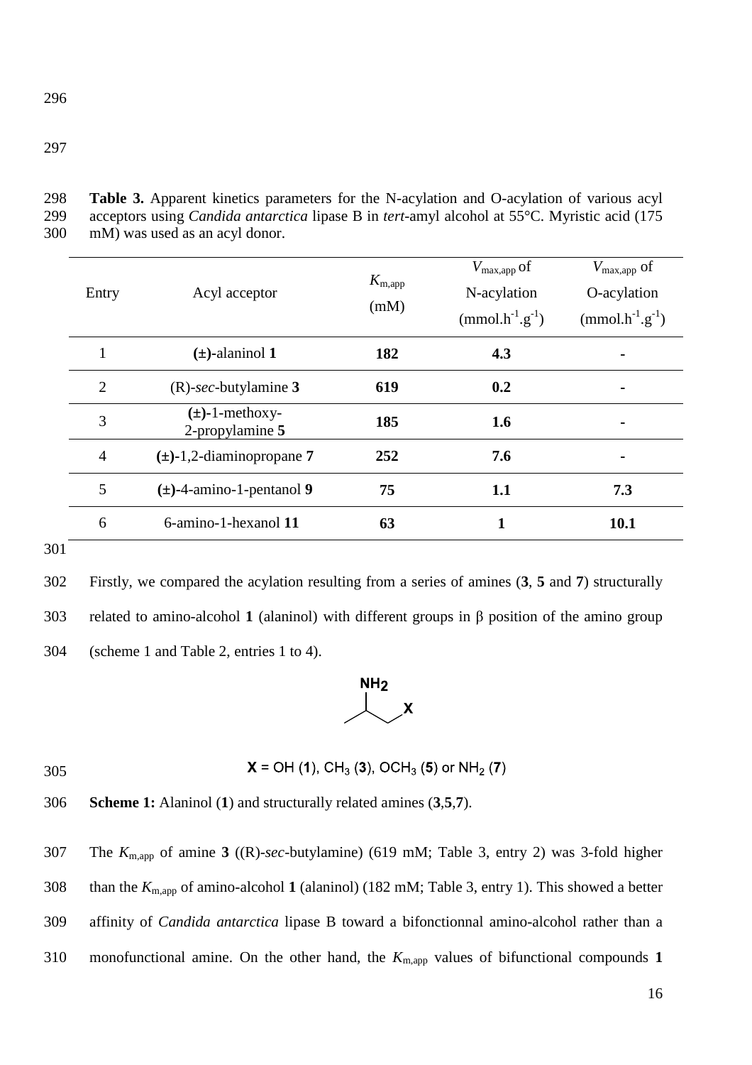**Table 3.** Apparent kinetics parameters for the N-acylation and O-acylation of various acyl acceptors using *Candida antarctica* lipase B in *tert*-amyl alcohol at 55°C. Myristic acid (175 mM) was used as an acyl donor.

| Entry | Acyl acceptor | $K_{m,app}$ (mM) | $V_{max,app}$ of N-acylation ($mmol.h^{-1}.g^{-1}$) | $V_{max,app}$ of O-acylation ($mmol.h^{-1}.g^{-1}$) |
|---|---|---|---|---|
| 1 | **(±)**-alaninol **1** | **182** | **4.3** | **-** |
| 2 | (R)-*sec*-butylamine **3** | **619** | **0.2** | **-** |
| 3 | **(±)**-1-methoxy-2-propylamine **5** | **185** | **1.6** | **-** |
| 4 | **(±)**-1,2-diaminopropane **7** | **252** | **7.6** | **-** |
| 5 | **(±)**-4-amino-1-pentanol **9** | **75** | **1.1** | **7.3** |
| 6 | 6-amino-1-hexanol **11** | **63** | **1** | **10.1** |

Firstly, we compared the acylation resulting from a series of amines (**3**, **5** and **7**) structurally related to amino-alcohol **1** (alaninol) with different groups in β position of the amino group (scheme 1 and Table 2, entries 1 to 4).

$NH_2$

X

**X** = OH (**1**), $CH_3$ (**3**), $OCH_3$ (**5**) or $NH_2$ (**7**)

**Scheme 1:** Alaninol (**1**) and structurally related amines (**3**,**5**,**7**).

The $K_{m,app}$ of amine **3** ((R)-*sec*-butylamine) (619 mM; Table 3, entry 2) was 3-fold higher than the $K_{m,app}$ of amino-alcohol **1** (alaninol) (182 mM; Table 3, entry 1). This showed a better affinity of *Candida antarctica* lipase B toward a bifonctionnal amino-alcohol rather than a monofunctional amine. On the other hand, the $K_{m,app}$ values of bifunctional compounds **1**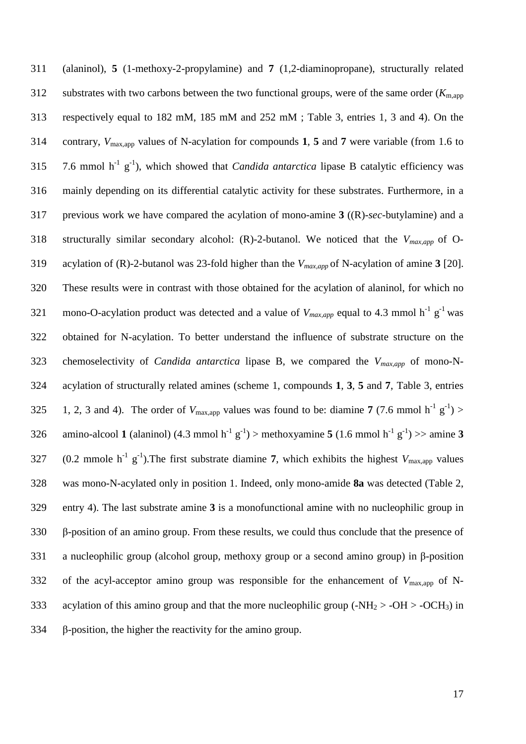(alaninol), **5** (1-methoxy-2-propylamine) and **7** (1,2-diaminopropane), structurally related substrates with two carbons between the two functional groups, were of the same order ($K_{m,app}$ respectively equal to 182 mM, 185 mM and 252 mM ; Table 3, entries 1, 3 and 4). On the contrary, $V_{max,app}$ values of N-acylation for compounds **1**, **5** and **7** were variable (from 1.6 to 7.6 mmol $h^{-1}$ $g^{-1}$), which showed that *Candida antarctica* lipase B catalytic efficiency was mainly depending on its differential catalytic activity for these substrates. Furthermore, in a previous work we have compared the acylation of mono-amine **3** ((R)-*sec*-butylamine) and a structurally similar secondary alcohol: (R)-2-butanol. We noticed that the $V_{max,app}$ of O-acylation of (R)-2-butanol was 23-fold higher than the $V_{max,app}$ of N-acylation of amine **3** [20]. These results were in contrast with those obtained for the acylation of alaninol, for which no mono-O-acylation product was detected and a value of $V_{max,app}$ equal to 4.3 mmol $h^{-1}$ $g^{-1}$ was obtained for N-acylation. To better understand the influence of substrate structure on the chemoselectivity of *Candida antarctica* lipase B, we compared the $V_{max,app}$ of mono-N-acylation of structurally related amines (scheme 1, compounds **1**, **3**, **5** and **7**, Table 3, entries 1, 2, 3 and 4). The order of $V_{max,app}$ values was found to be: diamine **7** (7.6 mmol $h^{-1}$ $g^{-1}$) > amino-alcool **1** (alaninol) (4.3 mmol $h^{-1}$ $g^{-1}$) > methoxyamine **5** (1.6 mmol $h^{-1}$ $g^{-1}$) >> amine **3** (0.2 mmole $h^{-1}$ $g^{-1}$).The first substrate diamine **7**, which exhibits the highest $V_{max,app}$ values was mono-N-acylated only in position 1. Indeed, only mono-amide **8a** was detected (Table 2, entry 4). The last substrate amine **3** is a monofunctional amine with no nucleophilic group in β-position of an amino group. From these results, we could thus conclude that the presence of a nucleophilic group (alcohol group, methoxy group or a second amino group) in β-position of the acyl-acceptor amino group was responsible for the enhancement of $V_{max,app}$ of N-acylation of this amino group and that the more nucleophilic group (-$NH_2$ > -OH > -$OCH_3$) in β-position, the higher the reactivity for the amino group.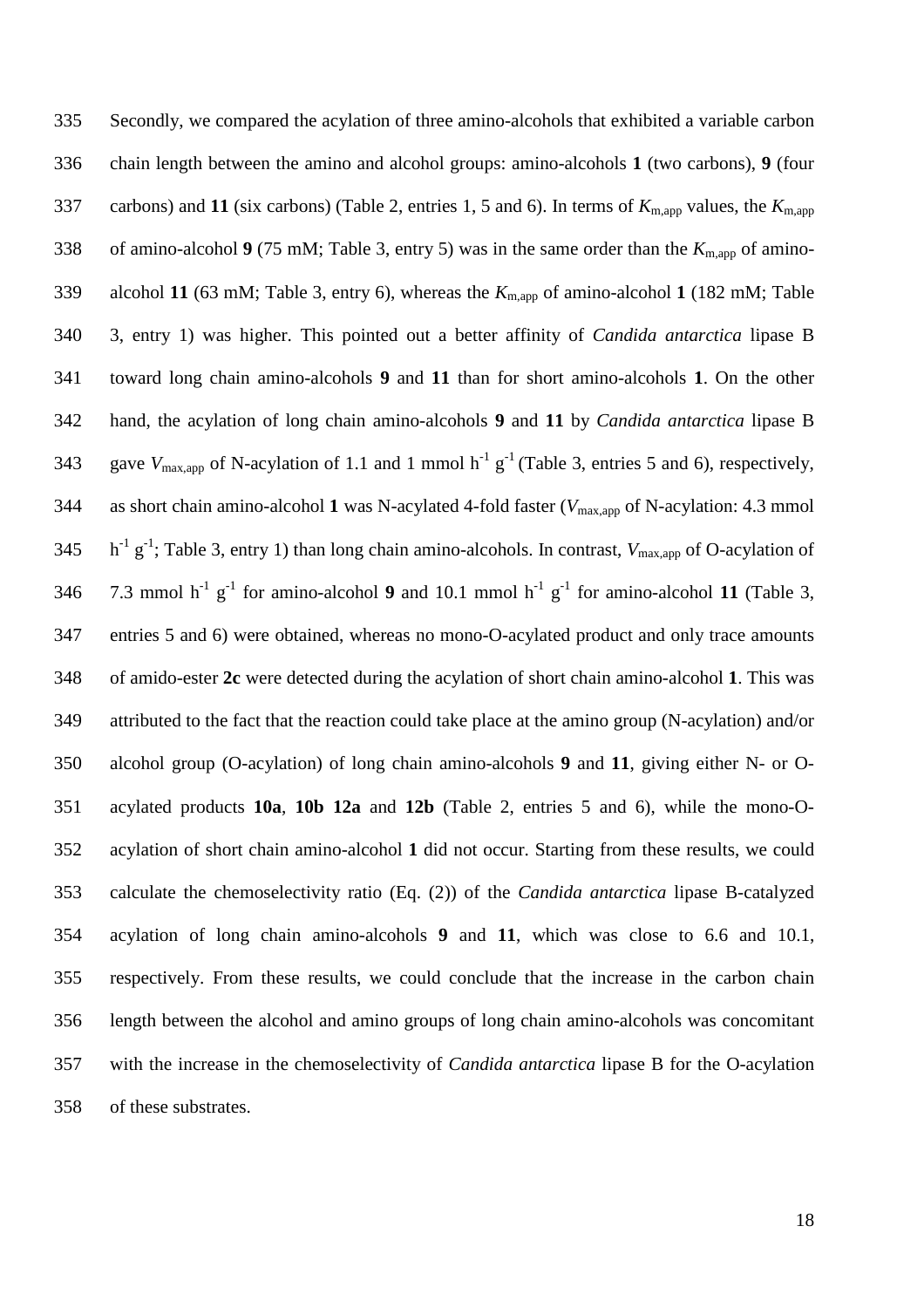Secondly, we compared the acylation of three amino-alcohols that exhibited a variable carbon chain length between the amino and alcohol groups: amino-alcohols **1** (two carbons), **9** (four carbons) and **11** (six carbons) (Table 2, entries 1, 5 and 6). In terms of $K_{m,app}$ values, the $K_{m,app}$ of amino-alcohol **9** (75 mM; Table 3, entry 5) was in the same order than the $K_{m,app}$ of amino-alcohol **11** (63 mM; Table 3, entry 6), whereas the $K_{m,app}$ of amino-alcohol **1** (182 mM; Table 3, entry 1) was higher. This pointed out a better affinity of *Candida antarctica* lipase B toward long chain amino-alcohols **9** and **11** than for short amino-alcohols **1**. On the other hand, the acylation of long chain amino-alcohols **9** and **11** by *Candida antarctica* lipase B gave $V_{max,app}$ of N-acylation of 1.1 and 1 mmol $h^{-1}$ $g^{-1}$ (Table 3, entries 5 and 6), respectively, as short chain amino-alcohol **1** was N-acylated 4-fold faster ($V_{max,app}$ of N-acylation: 4.3 mmol $h^{-1}$ $g^{-1}$; Table 3, entry 1) than long chain amino-alcohols. In contrast, $V_{max,app}$ of O-acylation of 7.3 mmol $h^{-1}$ $g^{-1}$ for amino-alcohol **9** and 10.1 mmol $h^{-1}$ $g^{-1}$ for amino-alcohol **11** (Table 3, entries 5 and 6) were obtained, whereas no mono-O-acylated product and only trace amounts of amido-ester **2c** were detected during the acylation of short chain amino-alcohol **1**. This was attributed to the fact that the reaction could take place at the amino group (N-acylation) and/or alcohol group (O-acylation) of long chain amino-alcohols **9** and **11**, giving either N- or O-acylated products **10a**, **10b** **12a** and **12b** (Table 2, entries 5 and 6), while the mono-O-acylation of short chain amino-alcohol **1** did not occur. Starting from these results, we could calculate the chemoselectivity ratio (Eq. (2)) of the *Candida antarctica* lipase B-catalyzed acylation of long chain amino-alcohols **9** and **11**, which was close to 6.6 and 10.1, respectively. From these results, we could conclude that the increase in the carbon chain length between the alcohol and amino groups of long chain amino-alcohols was concomitant with the increase in the chemoselectivity of *Candida antarctica* lipase B for the O-acylation of these substrates.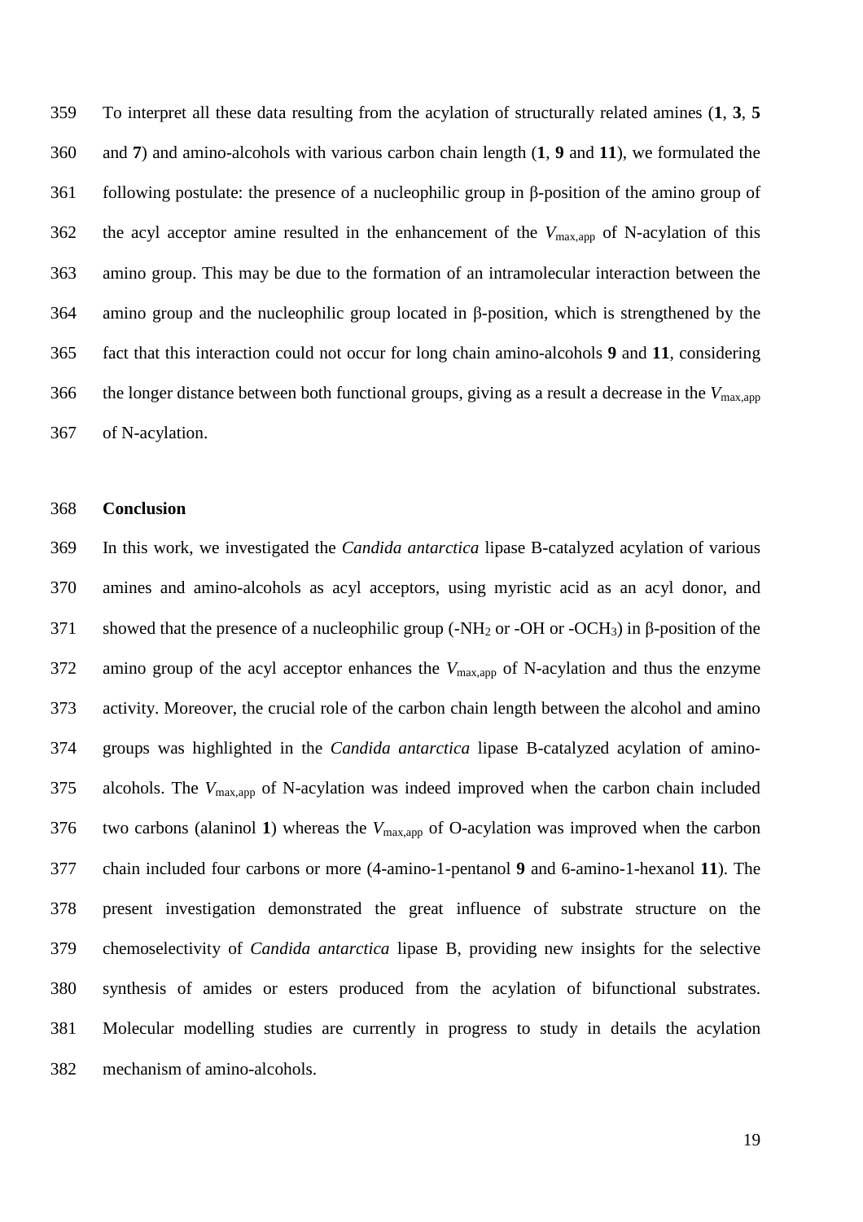To interpret all these data resulting from the acylation of structurally related amines (**1**, **3**, **5** and **7**) and amino-alcohols with various carbon chain length (**1**, **9** and **11**), we formulated the following postulate: the presence of a nucleophilic group in β-position of the amino group of the acyl acceptor amine resulted in the enhancement of the $V_{max,app}$ of N-acylation of this amino group. This may be due to the formation of an intramolecular interaction between the amino group and the nucleophilic group located in β-position, which is strengthened by the fact that this interaction could not occur for long chain amino-alcohols **9** and **11**, considering the longer distance between both functional groups, giving as a result a decrease in the $V_{max,app}$ of N-acylation.

## Conclusion

In this work, we investigated the *Candida antarctica* lipase B-catalyzed acylation of various amines and amino-alcohols as acyl acceptors, using myristic acid as an acyl donor, and showed that the presence of a nucleophilic group (-$NH_2$ or -OH or -$OCH_3$) in β-position of the amino group of the acyl acceptor enhances the $V_{max,app}$ of N-acylation and thus the enzyme activity. Moreover, the crucial role of the carbon chain length between the alcohol and amino groups was highlighted in the *Candida antarctica* lipase B-catalyzed acylation of amino-alcohols. The $V_{max,app}$ of N-acylation was indeed improved when the carbon chain included two carbons (alaninol **1**) whereas the $V_{max,app}$ of O-acylation was improved when the carbon chain included four carbons or more (4-amino-1-pentanol **9** and 6-amino-1-hexanol **11**). The present investigation demonstrated the great influence of substrate structure on the chemoselectivity of *Candida antarctica* lipase B, providing new insights for the selective synthesis of amides or esters produced from the acylation of bifunctional substrates. Molecular modelling studies are currently in progress to study in details the acylation mechanism of amino-alcohols.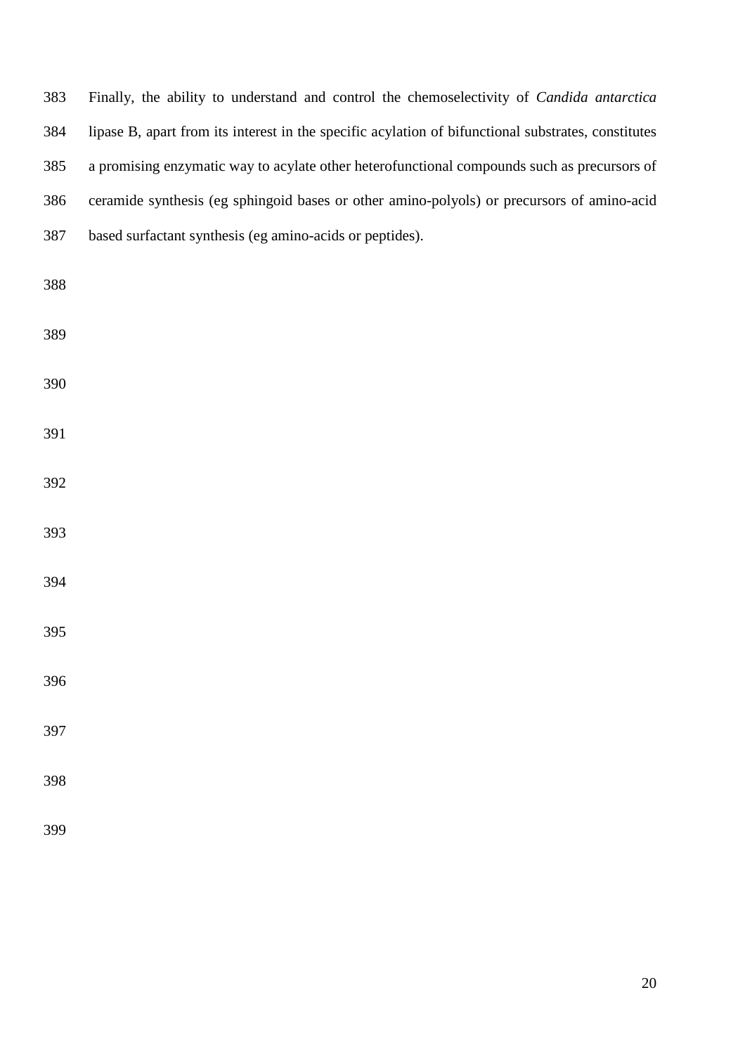Finally, the ability to understand and control the chemoselectivity of *Candida antarctica* lipase B, apart from its interest in the specific acylation of bifunctional substrates, constitutes a promising enzymatic way to acylate other heterofunctional compounds such as precursors of ceramide synthesis (eg sphingoid bases or other amino-polyols) or precursors of amino-acid based surfactant synthesis (eg amino-acids or peptides).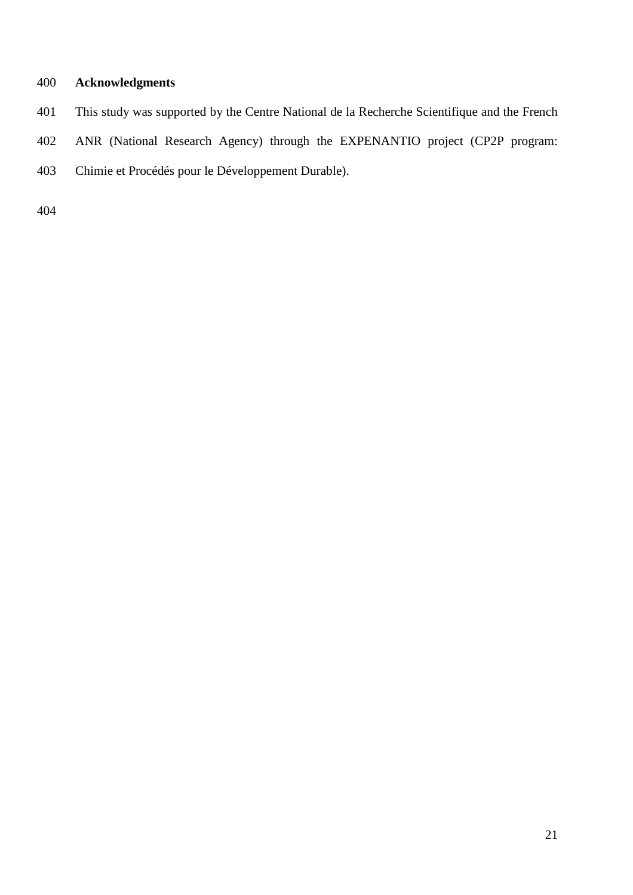## Acknowledgments

This study was supported by the Centre National de la Recherche Scientifique and the French ANR (National Research Agency) through the EXPENANTIO project (CP2P program: Chimie et Procédés pour le Développement Durable).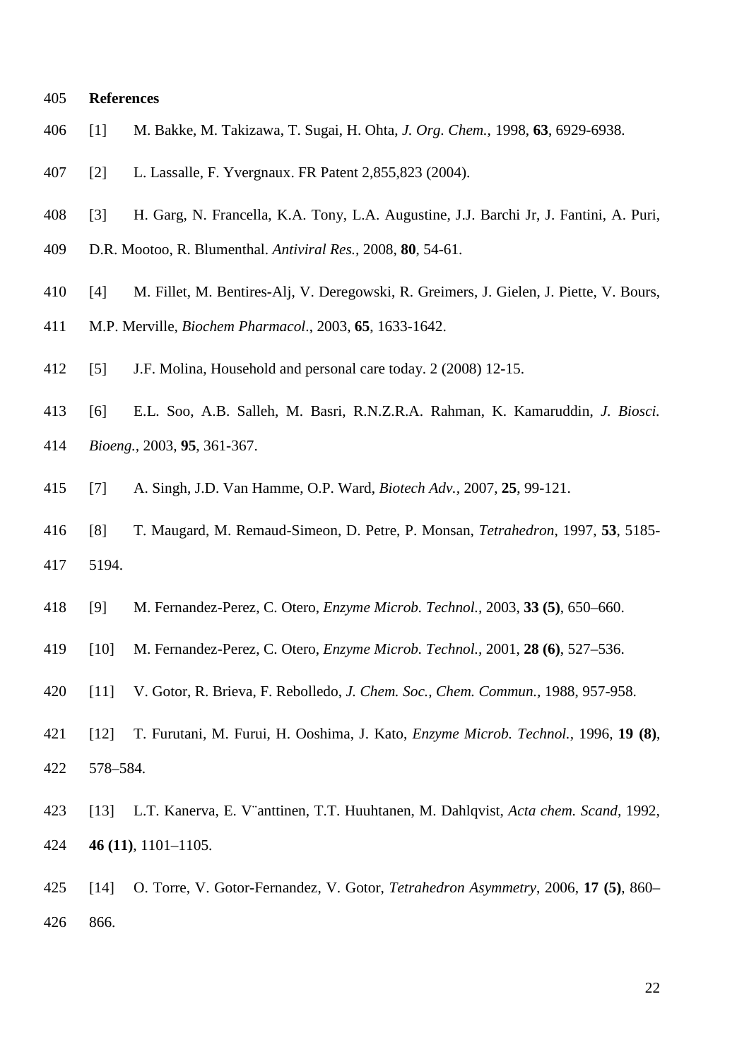# References

[1] M. Bakke, M. Takizawa, T. Sugai, H. Ohta, *J. Org. Chem.*, 1998, **63**, 6929-6938.

[2] L. Lassalle, F. Yvergnaux. FR Patent 2,855,823 (2004).

[3] H. Garg, N. Francella, K.A. Tony, L.A. Augustine, J.J. Barchi Jr, J. Fantini, A. Puri, D.R. Mootoo, R. Blumenthal. *Antiviral Res.*, 2008, **80**, 54-61.

[4] M. Fillet, M. Bentires-Alj, V. Deregowski, R. Greimers, J. Gielen, J. Piette, V. Bours, M.P. Merville, *Biochem Pharmacol*., 2003, **65**, 1633-1642.

[5] J.F. Molina, Household and personal care today. 2 (2008) 12-15.

[6] E.L. Soo, A.B. Salleh, M. Basri, R.N.Z.R.A. Rahman, K. Kamaruddin, *J. Biosci. Bioeng.*, 2003, **95**, 361-367.

[7] A. Singh, J.D. Van Hamme, O.P. Ward, *Biotech Adv.*, 2007, **25**, 99-121.

[8] T. Maugard, M. Remaud-Simeon, D. Petre, P. Monsan, *Tetrahedron*, 1997, **53**, 5185-5194.

[9] M. Fernandez-Perez, C. Otero, *Enzyme Microb. Technol.*, 2003, **33 (5)**, 650–660.

[10] M. Fernandez-Perez, C. Otero, *Enzyme Microb. Technol.*, 2001, **28 (6)**, 527–536.

[11] V. Gotor, R. Brieva, F. Rebolledo, *J. Chem. Soc., Chem. Commun.*, 1988, 957-958.

[12] T. Furutani, M. Furui, H. Ooshima, J. Kato, *Enzyme Microb. Technol.*, 1996, **19 (8)**, 578–584.

[13] L.T. Kanerva, E. V¨anttinen, T.T. Huuhtanen, M. Dahlqvist, *Acta chem. Scand*, 1992, **46 (11)**, 1101–1105.

[14] O. Torre, V. Gotor-Fernandez, V. Gotor, *Tetrahedron Asymmetry*, 2006, **17 (5)**, 860–866.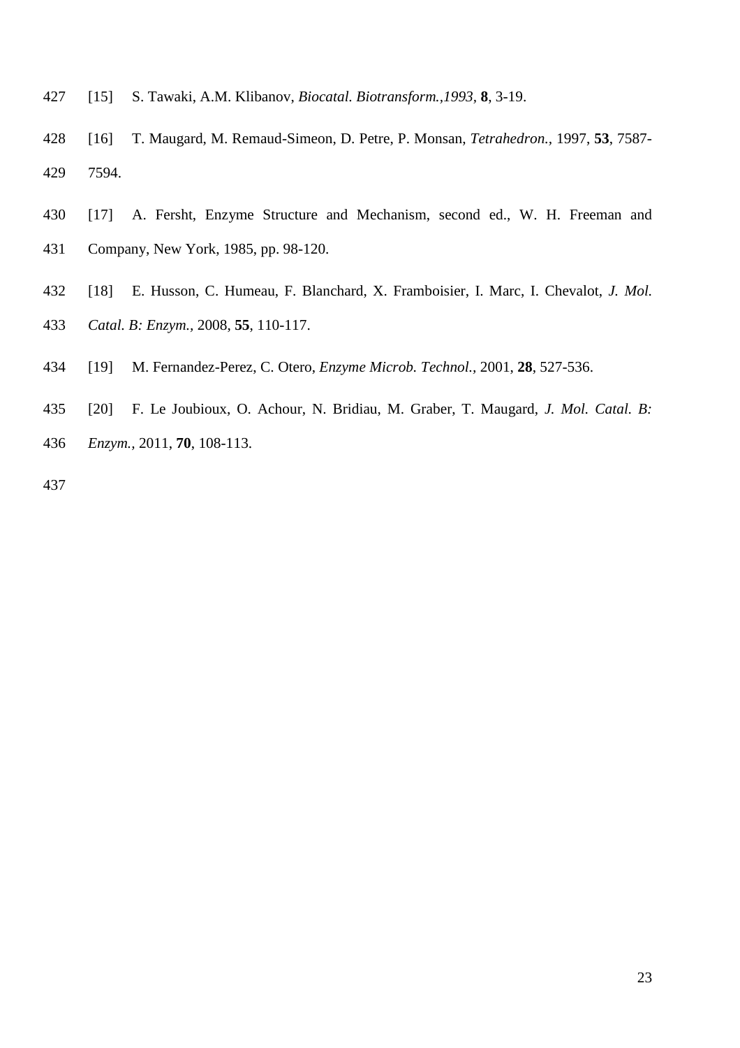[15] S. Tawaki, A.M. Klibanov, *Biocatal. Biotransform.,1993,* **8**, 3-19.

[16] T. Maugard, M. Remaud-Simeon, D. Petre, P. Monsan, *Tetrahedron.*, 1997, **53**, 7587-7594.

[17] A. Fersht, Enzyme Structure and Mechanism, second ed., W. H. Freeman and Company, New York, 1985, pp. 98-120.

[18] E. Husson, C. Humeau, F. Blanchard, X. Framboisier, I. Marc, I. Chevalot, *J. Mol. Catal. B: Enzym.*, 2008, **55**, 110-117.

[19] M. Fernandez-Perez, C. Otero, *Enzyme Microb. Technol.*, 2001, **28**, 527-536.

[20] F. Le Joubioux, O. Achour, N. Bridiau, M. Graber, T. Maugard, *J. Mol. Catal. B: Enzym.*, 2011, **70**, 108-113.